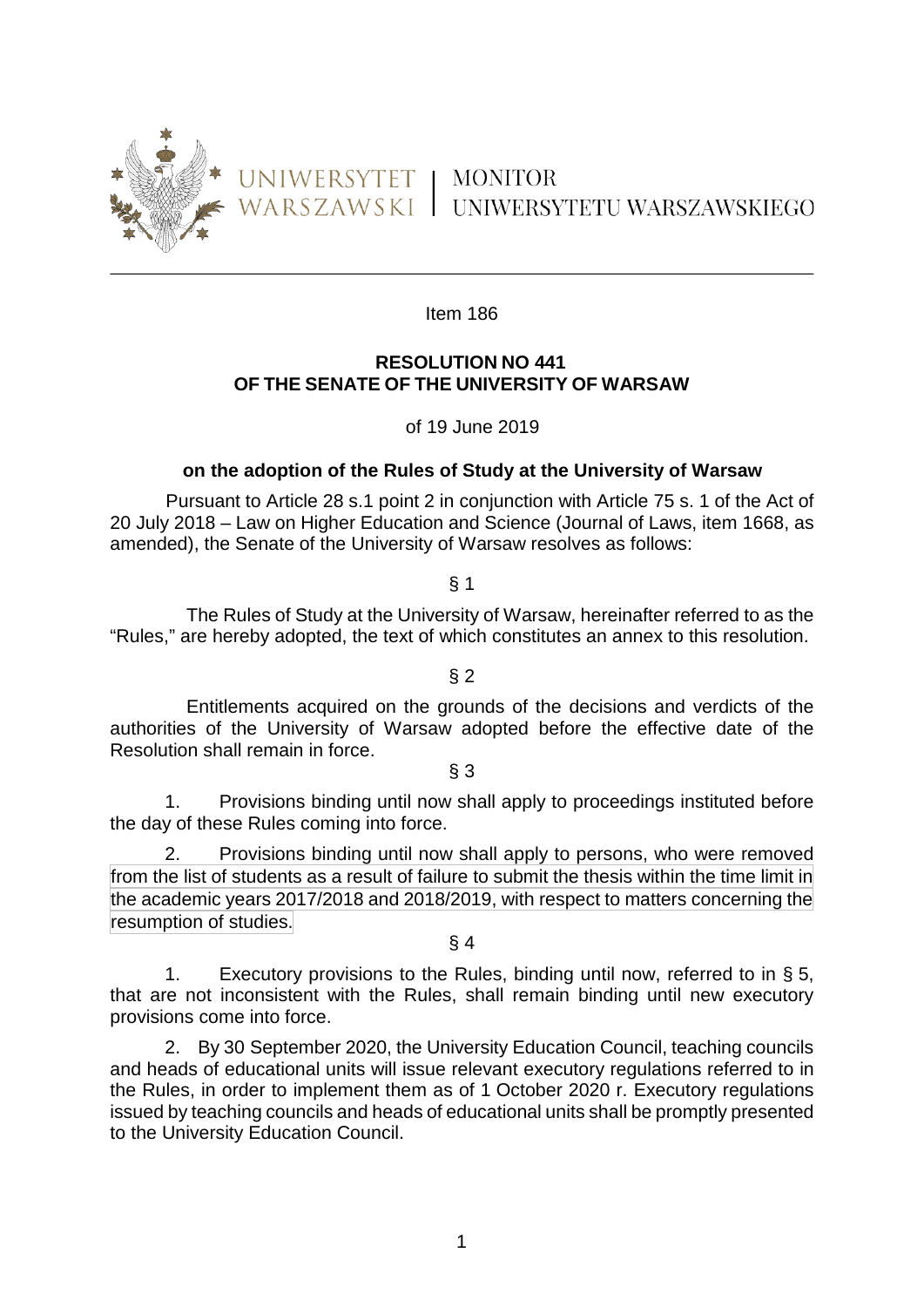UNIWERSYTET WARSZAWSKI | MONITOR UNIWERSYTETU WARSZAWSKIEGO

Item 186

**RESOLUTION NO 441**
**OF THE SENATE OF THE UNIVERSITY OF WARSAW**

of 19 June 2019

**on the adoption of the Rules of Study at the University of Warsaw**

Pursuant to Article 28 s.1 point 2 in conjunction with Article 75 s. 1 of the Act of 20 July 2018 – Law on Higher Education and Science (Journal of Laws, item 1668, as amended), the Senate of the University of Warsaw resolves as follows:

§ 1

The Rules of Study at the University of Warsaw, hereinafter referred to as the "Rules," are hereby adopted, the text of which constitutes an annex to this resolution.

§ 2

Entitlements acquired on the grounds of the decisions and verdicts of the authorities of the University of Warsaw adopted before the effective date of the Resolution shall remain in force.

§ 3

1. Provisions binding until now shall apply to proceedings instituted before the day of these Rules coming into force.

2. Provisions binding until now shall apply to persons, who were removed from the list of students as a result of failure to submit the thesis within the time limit in the academic years 2017/2018 and 2018/2019, with respect to matters concerning the resumption of studies.

§ 4

1. Executory provisions to the Rules, binding until now, referred to in § 5, that are not inconsistent with the Rules, shall remain binding until new executory provisions come into force.

2. By 30 September 2020, the University Education Council, teaching councils and heads of educational units will issue relevant executory regulations referred to in the Rules, in order to implement them as of 1 October 2020 r. Executory regulations issued by teaching councils and heads of educational units shall be promptly presented to the University Education Council.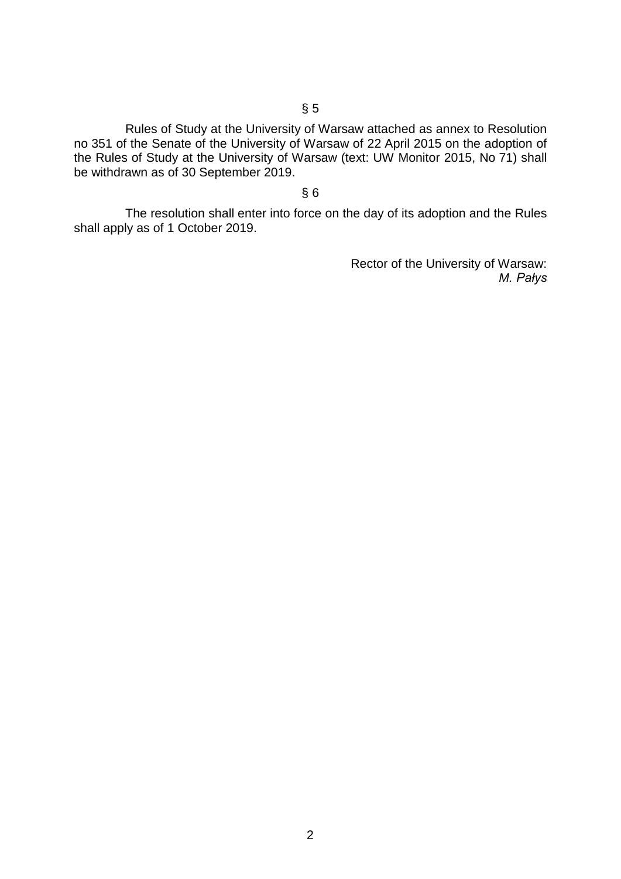§ 5

Rules of Study at the University of Warsaw attached as annex to Resolution no 351 of the Senate of the University of Warsaw of 22 April 2015 on the adoption of the Rules of Study at the University of Warsaw (text: UW Monitor 2015, No 71) shall be withdrawn as of 30 September 2019.

§ 6

The resolution shall enter into force on the day of its adoption and the Rules shall apply as of 1 October 2019.

Rector of the University of Warsaw:
*M. Pałys*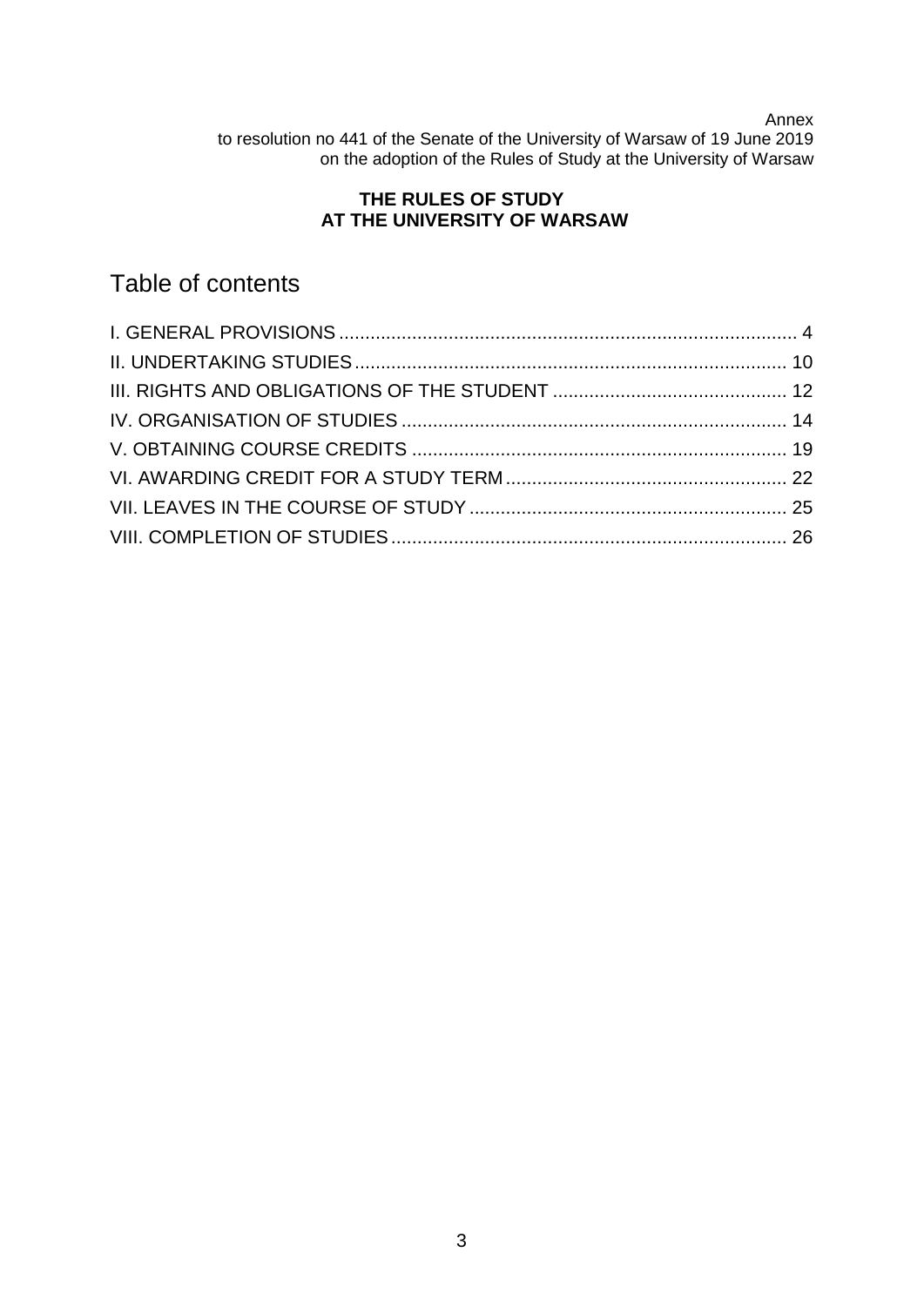Annex
to resolution no 441 of the Senate of the University of Warsaw of 19 June 2019
on the adoption of the Rules of Study at the University of Warsaw

**THE RULES OF STUDY**
**AT THE UNIVERSITY OF WARSAW**

# Table of contents

I. GENERAL PROVISIONS ........ 4
II. UNDERTAKING STUDIES ........ 10
III. RIGHTS AND OBLIGATIONS OF THE STUDENT ........ 12
IV. ORGANISATION OF STUDIES ........ 14
V. OBTAINING COURSE CREDITS ........ 19
VI. AWARDING CREDIT FOR A STUDY TERM ........ 22
VII. LEAVES IN THE COURSE OF STUDY ........ 25
VIII. COMPLETION OF STUDIES ........ 26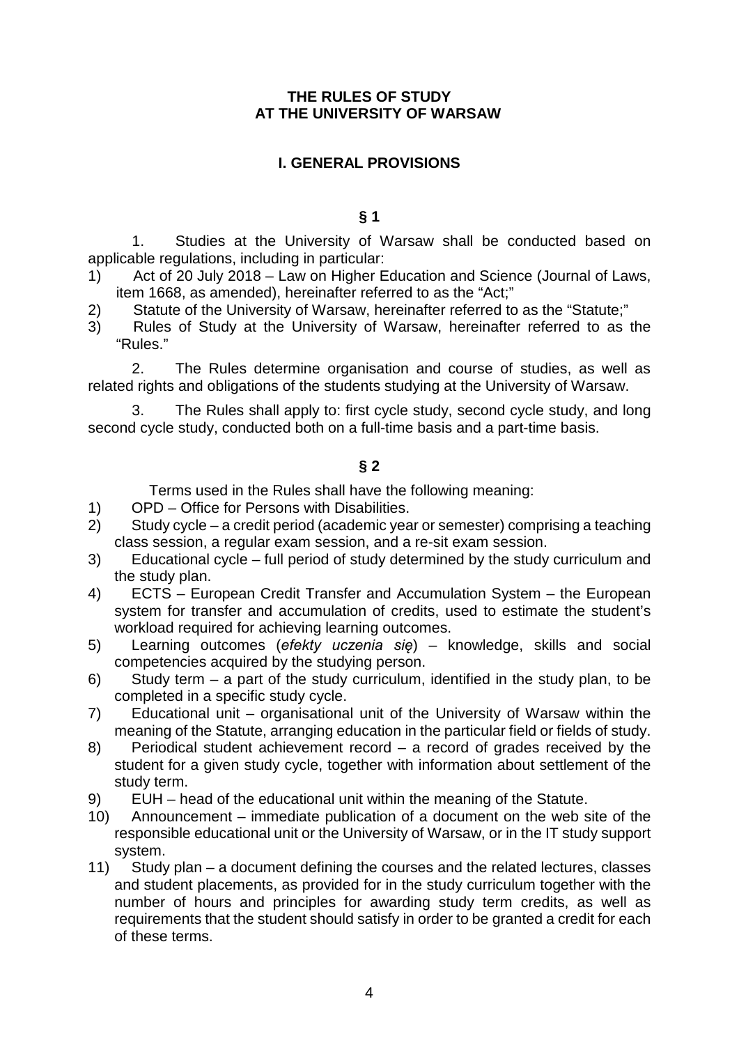# THE RULES OF STUDY AT THE UNIVERSITY OF WARSAW

## I. GENERAL PROVISIONS

### § 1

1. Studies at the University of Warsaw shall be conducted based on applicable regulations, including in particular:

1) Act of 20 July 2018 – Law on Higher Education and Science (Journal of Laws, item 1668, as amended), hereinafter referred to as the "Act;"
2) Statute of the University of Warsaw, hereinafter referred to as the "Statute;"
3) Rules of Study at the University of Warsaw, hereinafter referred to as the "Rules."

2. The Rules determine organisation and course of studies, as well as related rights and obligations of the students studying at the University of Warsaw.

3. The Rules shall apply to: first cycle study, second cycle study, and long second cycle study, conducted both on a full-time basis and a part-time basis.

### § 2

Terms used in the Rules shall have the following meaning:

1) OPD – Office for Persons with Disabilities.
2) Study cycle – a credit period (academic year or semester) comprising a teaching class session, a regular exam session, and a re-sit exam session.
3) Educational cycle – full period of study determined by the study curriculum and the study plan.
4) ECTS – European Credit Transfer and Accumulation System – the European system for transfer and accumulation of credits, used to estimate the student's workload required for achieving learning outcomes.
5) Learning outcomes (*efekty uczenia się*) – knowledge, skills and social competencies acquired by the studying person.
6) Study term – a part of the study curriculum, identified in the study plan, to be completed in a specific study cycle.
7) Educational unit – organisational unit of the University of Warsaw within the meaning of the Statute, arranging education in the particular field or fields of study.
8) Periodical student achievement record – a record of grades received by the student for a given study cycle, together with information about settlement of the study term.
9) EUH – head of the educational unit within the meaning of the Statute.
10) Announcement – immediate publication of a document on the web site of the responsible educational unit or the University of Warsaw, or in the IT study support system.
11) Study plan – a document defining the courses and the related lectures, classes and student placements, as provided for in the study curriculum together with the number of hours and principles for awarding study term credits, as well as requirements that the student should satisfy in order to be granted a credit for each of these terms.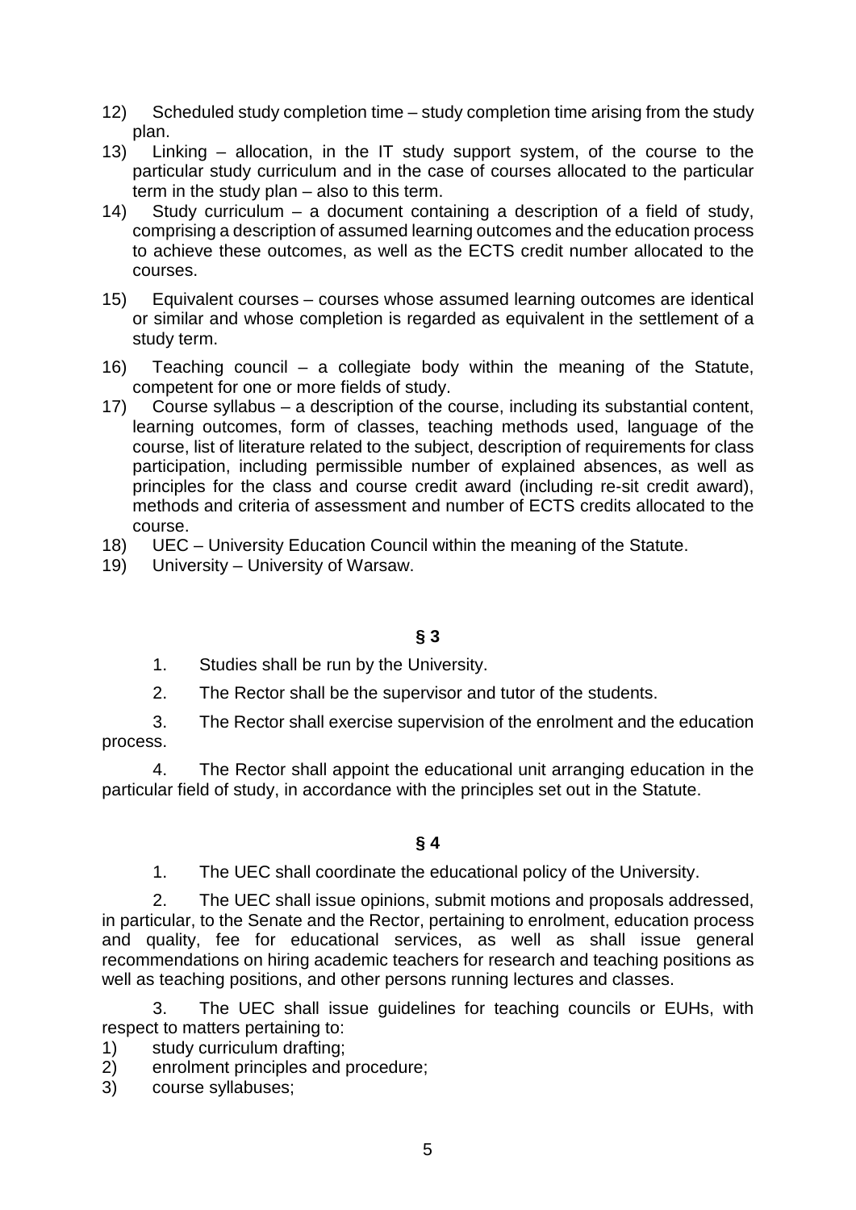12) Scheduled study completion time – study completion time arising from the study plan.
13) Linking – allocation, in the IT study support system, of the course to the particular study curriculum and in the case of courses allocated to the particular term in the study plan – also to this term.
14) Study curriculum – a document containing a description of a field of study, comprising a description of assumed learning outcomes and the education process to achieve these outcomes, as well as the ECTS credit number allocated to the courses.
15) Equivalent courses – courses whose assumed learning outcomes are identical or similar and whose completion is regarded as equivalent in the settlement of a study term.
16) Teaching council – a collegiate body within the meaning of the Statute, competent for one or more fields of study.
17) Course syllabus – a description of the course, including its substantial content, learning outcomes, form of classes, teaching methods used, language of the course, list of literature related to the subject, description of requirements for class participation, including permissible number of explained absences, as well as principles for the class and course credit award (including re-sit credit award), methods and criteria of assessment and number of ECTS credits allocated to the course.
18) UEC – University Education Council within the meaning of the Statute.
19) University – University of Warsaw.

**§ 3**

1. Studies shall be run by the University.

2. The Rector shall be the supervisor and tutor of the students.

3. The Rector shall exercise supervision of the enrolment and the education process.

4. The Rector shall appoint the educational unit arranging education in the particular field of study, in accordance with the principles set out in the Statute.

**§ 4**

1. The UEC shall coordinate the educational policy of the University.

2. The UEC shall issue opinions, submit motions and proposals addressed, in particular, to the Senate and the Rector, pertaining to enrolment, education process and quality, fee for educational services, as well as shall issue general recommendations on hiring academic teachers for research and teaching positions as well as teaching positions, and other persons running lectures and classes.

3. The UEC shall issue guidelines for teaching councils or EUHs, with respect to matters pertaining to:
1) study curriculum drafting;
2) enrolment principles and procedure;
3) course syllabuses;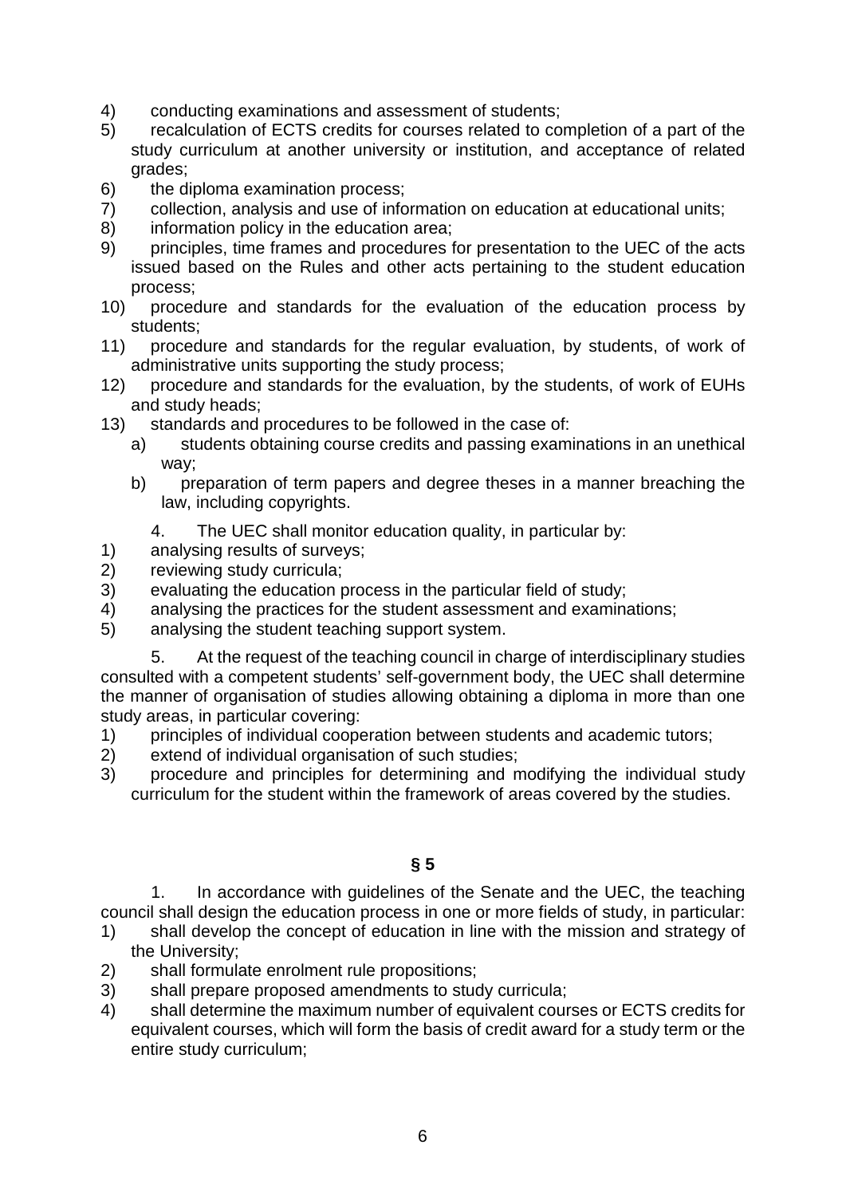4) conducting examinations and assessment of students;
5) recalculation of ECTS credits for courses related to completion of a part of the study curriculum at another university or institution, and acceptance of related grades;
6) the diploma examination process;
7) collection, analysis and use of information on education at educational units;
8) information policy in the education area;
9) principles, time frames and procedures for presentation to the UEC of the acts issued based on the Rules and other acts pertaining to the student education process;
10) procedure and standards for the evaluation of the education process by students;
11) procedure and standards for the regular evaluation, by students, of work of administrative units supporting the study process;
12) procedure and standards for the evaluation, by the students, of work of EUHs and study heads;
13) standards and procedures to be followed in the case of:
    a) students obtaining course credits and passing examinations in an unethical way;
    b) preparation of term papers and degree theses in a manner breaching the law, including copyrights.

4. The UEC shall monitor education quality, in particular by:

1) analysing results of surveys;
2) reviewing study curricula;
3) evaluating the education process in the particular field of study;
4) analysing the practices for the student assessment and examinations;
5) analysing the student teaching support system.

5. At the request of the teaching council in charge of interdisciplinary studies consulted with a competent students' self-government body, the UEC shall determine the manner of organisation of studies allowing obtaining a diploma in more than one study areas, in particular covering:

1) principles of individual cooperation between students and academic tutors;
2) extend of individual organisation of such studies;
3) procedure and principles for determining and modifying the individual study curriculum for the student within the framework of areas covered by the studies.

## § 5

1. In accordance with guidelines of the Senate and the UEC, the teaching council shall design the education process in one or more fields of study, in particular:

1) shall develop the concept of education in line with the mission and strategy of the University;
2) shall formulate enrolment rule propositions;
3) shall prepare proposed amendments to study curricula;
4) shall determine the maximum number of equivalent courses or ECTS credits for equivalent courses, which will form the basis of credit award for a study term or the entire study curriculum;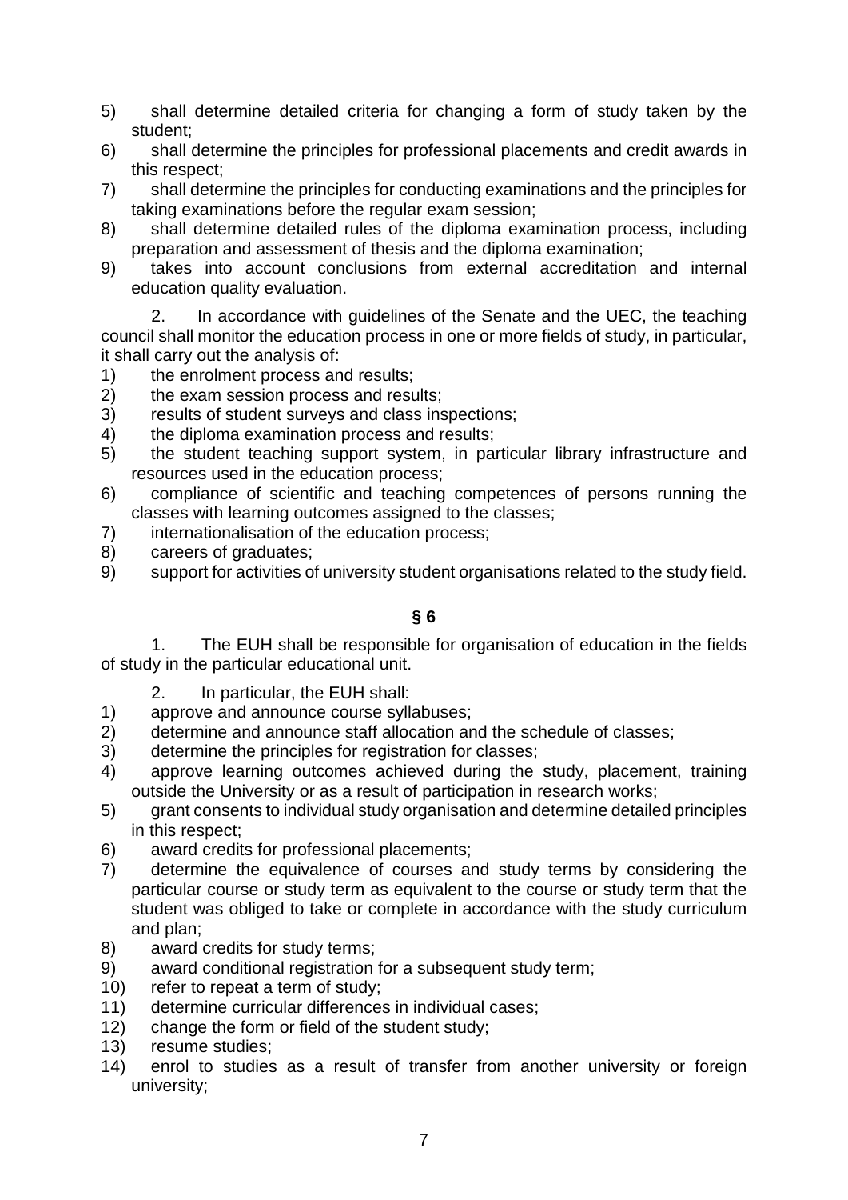5) shall determine detailed criteria for changing a form of study taken by the student;
6) shall determine the principles for professional placements and credit awards in this respect;
7) shall determine the principles for conducting examinations and the principles for taking examinations before the regular exam session;
8) shall determine detailed rules of the diploma examination process, including preparation and assessment of thesis and the diploma examination;
9) takes into account conclusions from external accreditation and internal education quality evaluation.

2. In accordance with guidelines of the Senate and the UEC, the teaching council shall monitor the education process in one or more fields of study, in particular, it shall carry out the analysis of:

1) the enrolment process and results;
2) the exam session process and results;
3) results of student surveys and class inspections;
4) the diploma examination process and results;
5) the student teaching support system, in particular library infrastructure and resources used in the education process;
6) compliance of scientific and teaching competences of persons running the classes with learning outcomes assigned to the classes;
7) internationalisation of the education process;
8) careers of graduates;
9) support for activities of university student organisations related to the study field.

**§ 6**

1. The EUH shall be responsible for organisation of education in the fields of study in the particular educational unit.

2. In particular, the EUH shall:

1) approve and announce course syllabuses;
2) determine and announce staff allocation and the schedule of classes;
3) determine the principles for registration for classes;
4) approve learning outcomes achieved during the study, placement, training outside the University or as a result of participation in research works;
5) grant consents to individual study organisation and determine detailed principles in this respect;
6) award credits for professional placements;
7) determine the equivalence of courses and study terms by considering the particular course or study term as equivalent to the course or study term that the student was obliged to take or complete in accordance with the study curriculum and plan;
8) award credits for study terms;
9) award conditional registration for a subsequent study term;
10) refer to repeat a term of study;
11) determine curricular differences in individual cases;
12) change the form or field of the student study;
13) resume studies;
14) enrol to studies as a result of transfer from another university or foreign university;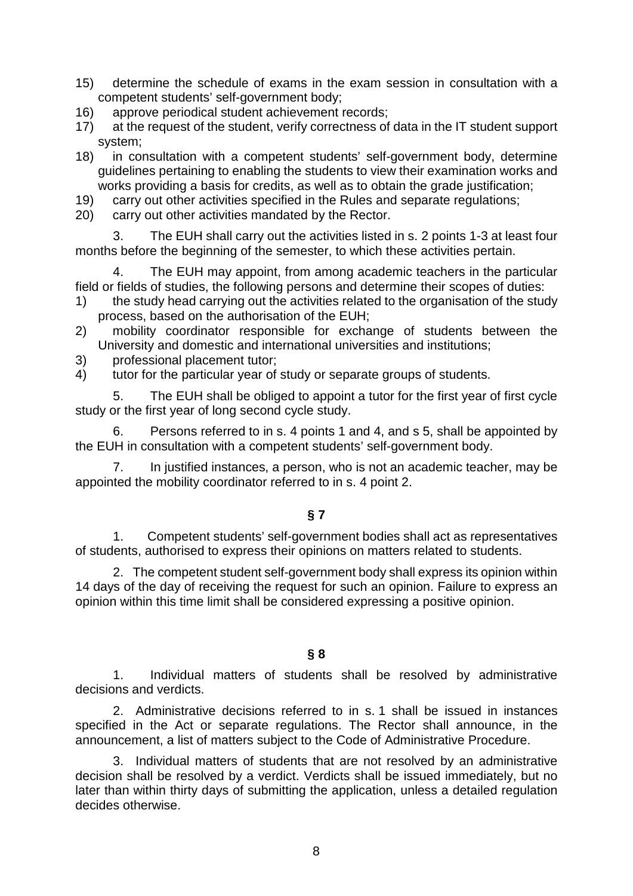15) determine the schedule of exams in the exam session in consultation with a competent students' self-government body;
16) approve periodical student achievement records;
17) at the request of the student, verify correctness of data in the IT student support system;
18) in consultation with a competent students' self-government body, determine guidelines pertaining to enabling the students to view their examination works and works providing a basis for credits, as well as to obtain the grade justification;
19) carry out other activities specified in the Rules and separate regulations;
20) carry out other activities mandated by the Rector.

3. The EUH shall carry out the activities listed in s. 2 points 1-3 at least four months before the beginning of the semester, to which these activities pertain.

4. The EUH may appoint, from among academic teachers in the particular field or fields of studies, the following persons and determine their scopes of duties:
1) the study head carrying out the activities related to the organisation of the study process, based on the authorisation of the EUH;
2) mobility coordinator responsible for exchange of students between the University and domestic and international universities and institutions;
3) professional placement tutor;
4) tutor for the particular year of study or separate groups of students.

5. The EUH shall be obliged to appoint a tutor for the first year of first cycle study or the first year of long second cycle study.

6. Persons referred to in s. 4 points 1 and 4, and s 5, shall be appointed by the EUH in consultation with a competent students' self-government body.

7. In justified instances, a person, who is not an academic teacher, may be appointed the mobility coordinator referred to in s. 4 point 2.

### § 7

1. Competent students' self-government bodies shall act as representatives of students, authorised to express their opinions on matters related to students.

2. The competent student self-government body shall express its opinion within 14 days of the day of receiving the request for such an opinion. Failure to express an opinion within this time limit shall be considered expressing a positive opinion.

### § 8

1. Individual matters of students shall be resolved by administrative decisions and verdicts.

2. Administrative decisions referred to in s. 1 shall be issued in instances specified in the Act or separate regulations. The Rector shall announce, in the announcement, a list of matters subject to the Code of Administrative Procedure.

3. Individual matters of students that are not resolved by an administrative decision shall be resolved by a verdict. Verdicts shall be issued immediately, but no later than within thirty days of submitting the application, unless a detailed regulation decides otherwise.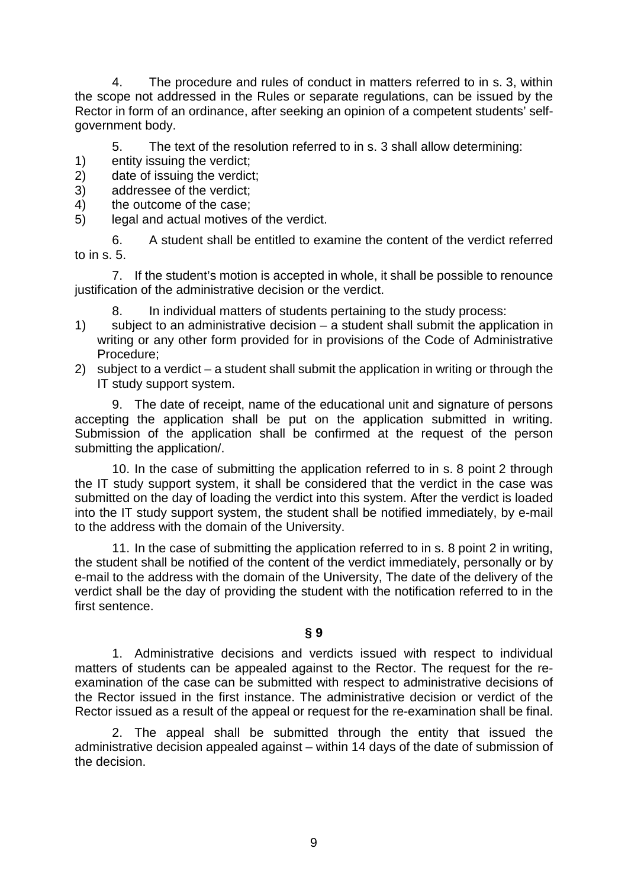4. The procedure and rules of conduct in matters referred to in s. 3, within the scope not addressed in the Rules or separate regulations, can be issued by the Rector in form of an ordinance, after seeking an opinion of a competent students' self-government body.

5. The text of the resolution referred to in s. 3 shall allow determining:

1) entity issuing the verdict;
2) date of issuing the verdict;
3) addressee of the verdict;
4) the outcome of the case;
5) legal and actual motives of the verdict.

6. A student shall be entitled to examine the content of the verdict referred to in s. 5.

7. If the student's motion is accepted in whole, it shall be possible to renounce justification of the administrative decision or the verdict.

8. In individual matters of students pertaining to the study process:

1) subject to an administrative decision – a student shall submit the application in writing or any other form provided for in provisions of the Code of Administrative Procedure;
2) subject to a verdict – a student shall submit the application in writing or through the IT study support system.

9. The date of receipt, name of the educational unit and signature of persons accepting the application shall be put on the application submitted in writing. Submission of the application shall be confirmed at the request of the person submitting the application/.

10. In the case of submitting the application referred to in s. 8 point 2 through the IT study support system, it shall be considered that the verdict in the case was submitted on the day of loading the verdict into this system. After the verdict is loaded into the IT study support system, the student shall be notified immediately, by e-mail to the address with the domain of the University.

11. In the case of submitting the application referred to in s. 8 point 2 in writing, the student shall be notified of the content of the verdict immediately, personally or by e-mail to the address with the domain of the University, The date of the delivery of the verdict shall be the day of providing the student with the notification referred to in the first sentence.

**§ 9**

1. Administrative decisions and verdicts issued with respect to individual matters of students can be appealed against to the Rector. The request for the re-examination of the case can be submitted with respect to administrative decisions of the Rector issued in the first instance. The administrative decision or verdict of the Rector issued as a result of the appeal or request for the re-examination shall be final.

2. The appeal shall be submitted through the entity that issued the administrative decision appealed against – within 14 days of the date of submission of the decision.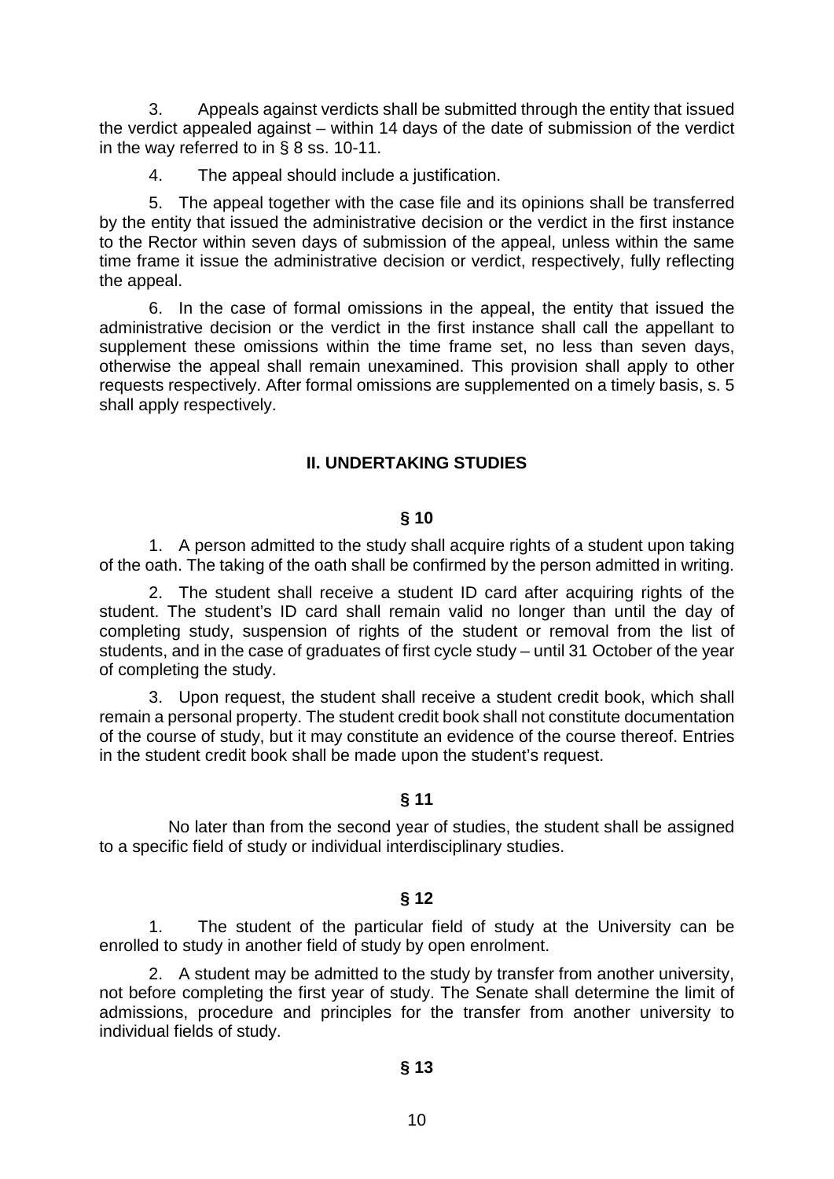3. Appeals against verdicts shall be submitted through the entity that issued the verdict appealed against – within 14 days of the date of submission of the verdict in the way referred to in § 8 ss. 10-11.

4. The appeal should include a justification.

5. The appeal together with the case file and its opinions shall be transferred by the entity that issued the administrative decision or the verdict in the first instance to the Rector within seven days of submission of the appeal, unless within the same time frame it issue the administrative decision or verdict, respectively, fully reflecting the appeal.

6. In the case of formal omissions in the appeal, the entity that issued the administrative decision or the verdict in the first instance shall call the appellant to supplement these omissions within the time frame set, no less than seven days, otherwise the appeal shall remain unexamined. This provision shall apply to other requests respectively. After formal omissions are supplemented on a timely basis, s. 5 shall apply respectively.

## II. UNDERTAKING STUDIES

### § 10

1. A person admitted to the study shall acquire rights of a student upon taking of the oath. The taking of the oath shall be confirmed by the person admitted in writing.

2. The student shall receive a student ID card after acquiring rights of the student. The student's ID card shall remain valid no longer than until the day of completing study, suspension of rights of the student or removal from the list of students, and in the case of graduates of first cycle study – until 31 October of the year of completing the study.

3. Upon request, the student shall receive a student credit book, which shall remain a personal property. The student credit book shall not constitute documentation of the course of study, but it may constitute an evidence of the course thereof. Entries in the student credit book shall be made upon the student's request.

### § 11

No later than from the second year of studies, the student shall be assigned to a specific field of study or individual interdisciplinary studies.

### § 12

1. The student of the particular field of study at the University can be enrolled to study in another field of study by open enrolment.

2. A student may be admitted to the study by transfer from another university, not before completing the first year of study. The Senate shall determine the limit of admissions, procedure and principles for the transfer from another university to individual fields of study.

### § 13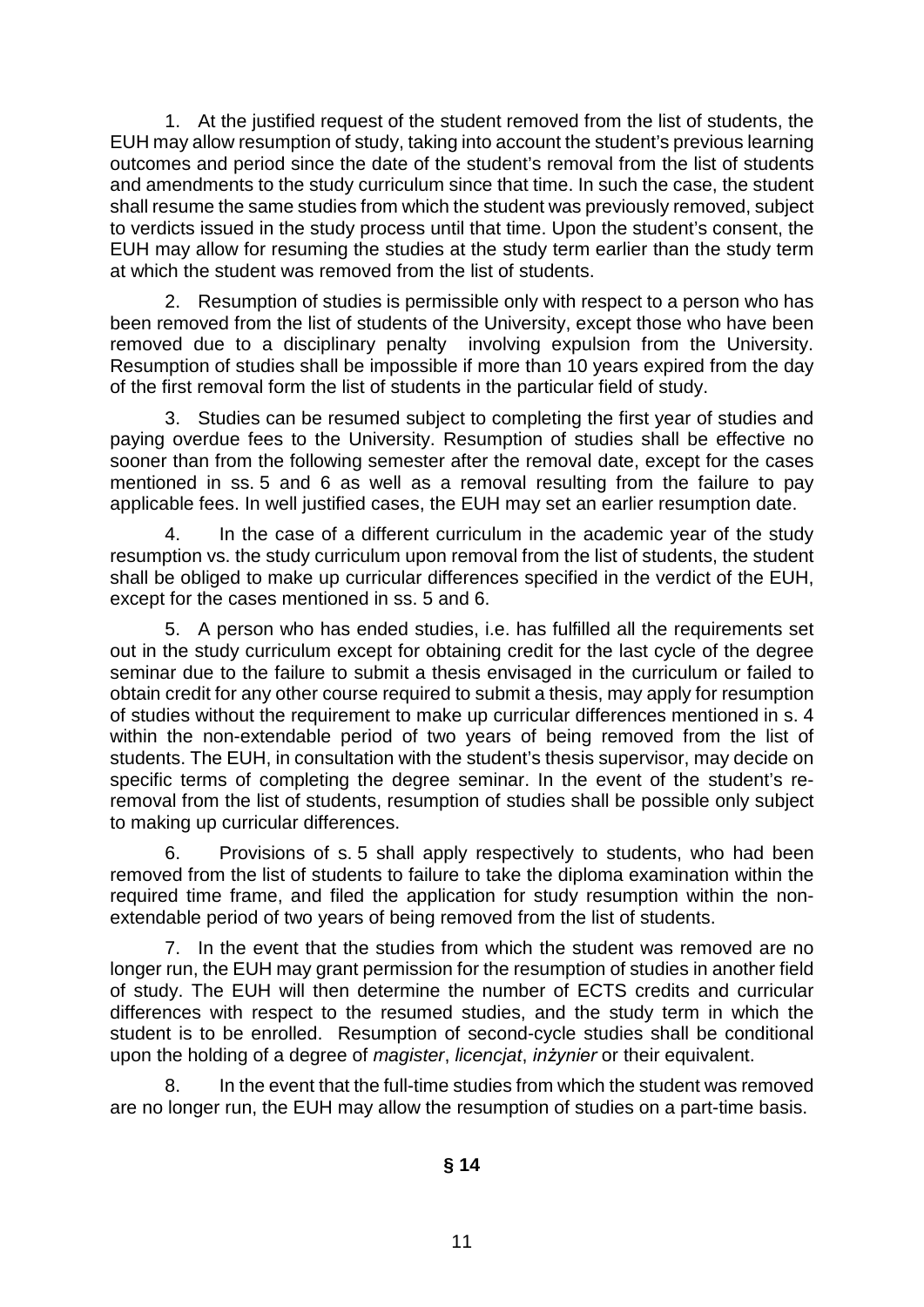1. At the justified request of the student removed from the list of students, the EUH may allow resumption of study, taking into account the student's previous learning outcomes and period since the date of the student's removal from the list of students and amendments to the study curriculum since that time. In such the case, the student shall resume the same studies from which the student was previously removed, subject to verdicts issued in the study process until that time. Upon the student's consent, the EUH may allow for resuming the studies at the study term earlier than the study term at which the student was removed from the list of students.

2. Resumption of studies is permissible only with respect to a person who has been removed from the list of students of the University, except those who have been removed due to a disciplinary penalty involving expulsion from the University. Resumption of studies shall be impossible if more than 10 years expired from the day of the first removal form the list of students in the particular field of study.

3. Studies can be resumed subject to completing the first year of studies and paying overdue fees to the University. Resumption of studies shall be effective no sooner than from the following semester after the removal date, except for the cases mentioned in ss. 5 and 6 as well as a removal resulting from the failure to pay applicable fees. In well justified cases, the EUH may set an earlier resumption date.

4. In the case of a different curriculum in the academic year of the study resumption vs. the study curriculum upon removal from the list of students, the student shall be obliged to make up curricular differences specified in the verdict of the EUH, except for the cases mentioned in ss. 5 and 6.

5. A person who has ended studies, i.e. has fulfilled all the requirements set out in the study curriculum except for obtaining credit for the last cycle of the degree seminar due to the failure to submit a thesis envisaged in the curriculum or failed to obtain credit for any other course required to submit a thesis, may apply for resumption of studies without the requirement to make up curricular differences mentioned in s. 4 within the non-extendable period of two years of being removed from the list of students. The EUH, in consultation with the student's thesis supervisor, may decide on specific terms of completing the degree seminar. In the event of the student's re-removal from the list of students, resumption of studies shall be possible only subject to making up curricular differences.

6. Provisions of s. 5 shall apply respectively to students, who had been removed from the list of students to failure to take the diploma examination within the required time frame, and filed the application for study resumption within the non-extendable period of two years of being removed from the list of students.

7. In the event that the studies from which the student was removed are no longer run, the EUH may grant permission for the resumption of studies in another field of study. The EUH will then determine the number of ECTS credits and curricular differences with respect to the resumed studies, and the study term in which the student is to be enrolled. Resumption of second-cycle studies shall be conditional upon the holding of a degree of *magister*, *licencjat*, *inżynier* or their equivalent.

8. In the event that the full-time studies from which the student was removed are no longer run, the EUH may allow the resumption of studies on a part-time basis.

## § 14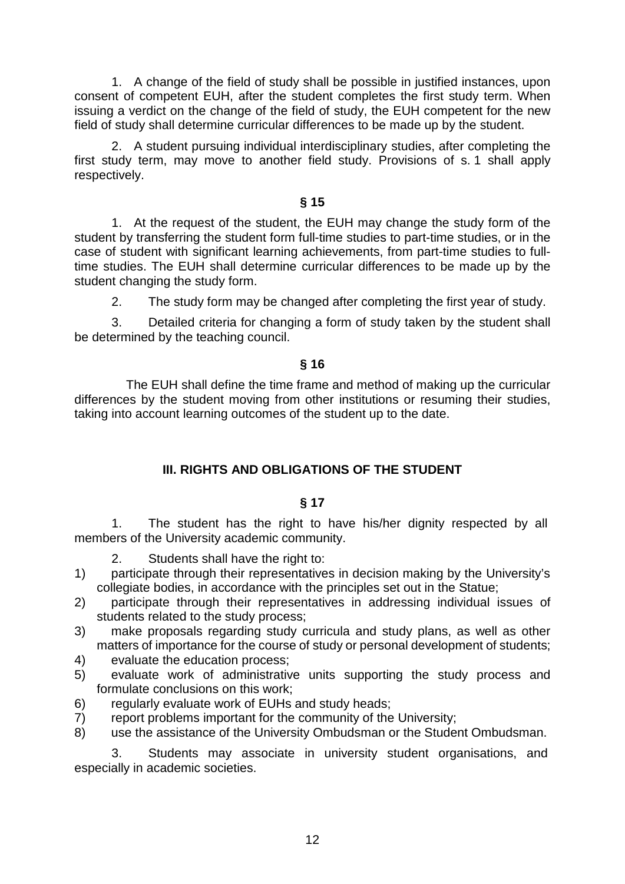1. A change of the field of study shall be possible in justified instances, upon consent of competent EUH, after the student completes the first study term. When issuing a verdict on the change of the field of study, the EUH competent for the new field of study shall determine curricular differences to be made up by the student.

2. A student pursuing individual interdisciplinary studies, after completing the first study term, may move to another field study. Provisions of s. 1 shall apply respectively.

**§ 15**

1. At the request of the student, the EUH may change the study form of the student by transferring the student form full-time studies to part-time studies, or in the case of student with significant learning achievements, from part-time studies to full-time studies. The EUH shall determine curricular differences to be made up by the student changing the study form.

2. The study form may be changed after completing the first year of study.

3. Detailed criteria for changing a form of study taken by the student shall be determined by the teaching council.

**§ 16**

The EUH shall define the time frame and method of making up the curricular differences by the student moving from other institutions or resuming their studies, taking into account learning outcomes of the student up to the date.

## III. RIGHTS AND OBLIGATIONS OF THE STUDENT

**§ 17**

1. The student has the right to have his/her dignity respected by all members of the University academic community.

2. Students shall have the right to:

1) participate through their representatives in decision making by the University's collegiate bodies, in accordance with the principles set out in the Statue;
2) participate through their representatives in addressing individual issues of students related to the study process;
3) make proposals regarding study curricula and study plans, as well as other matters of importance for the course of study or personal development of students;
4) evaluate the education process;
5) evaluate work of administrative units supporting the study process and formulate conclusions on this work;
6) regularly evaluate work of EUHs and study heads;
7) report problems important for the community of the University;
8) use the assistance of the University Ombudsman or the Student Ombudsman.

3. Students may associate in university student organisations, and especially in academic societies.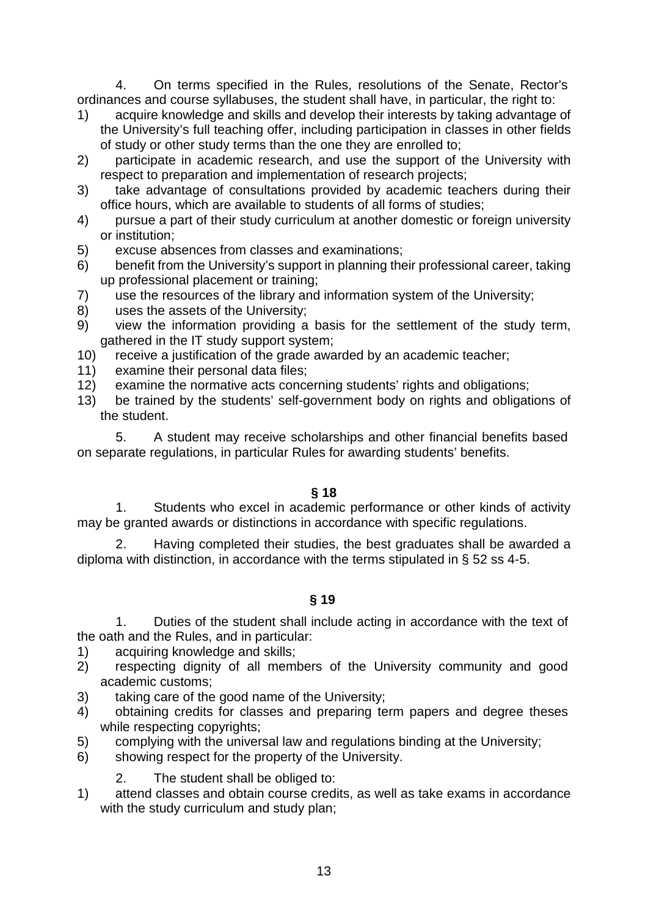4. On terms specified in the Rules, resolutions of the Senate, Rector's ordinances and course syllabuses, the student shall have, in particular, the right to:

1) acquire knowledge and skills and develop their interests by taking advantage of the University's full teaching offer, including participation in classes in other fields of study or other study terms than the one they are enrolled to;
2) participate in academic research, and use the support of the University with respect to preparation and implementation of research projects;
3) take advantage of consultations provided by academic teachers during their office hours, which are available to students of all forms of studies;
4) pursue a part of their study curriculum at another domestic or foreign university or institution;
5) excuse absences from classes and examinations;
6) benefit from the University's support in planning their professional career, taking up professional placement or training;
7) use the resources of the library and information system of the University;
8) uses the assets of the University;
9) view the information providing a basis for the settlement of the study term, gathered in the IT study support system;
10) receive a justification of the grade awarded by an academic teacher;
11) examine their personal data files;
12) examine the normative acts concerning students' rights and obligations;
13) be trained by the students' self-government body on rights and obligations of the student.

5. A student may receive scholarships and other financial benefits based on separate regulations, in particular Rules for awarding students' benefits.

**§ 18**

1. Students who excel in academic performance or other kinds of activity may be granted awards or distinctions in accordance with specific regulations.

2. Having completed their studies, the best graduates shall be awarded a diploma with distinction, in accordance with the terms stipulated in § 52 ss 4-5.

**§ 19**

1. Duties of the student shall include acting in accordance with the text of the oath and the Rules, and in particular:

1) acquiring knowledge and skills;
2) respecting dignity of all members of the University community and good academic customs;
3) taking care of the good name of the University;
4) obtaining credits for classes and preparing term papers and degree theses while respecting copyrights;
5) complying with the universal law and regulations binding at the University;
6) showing respect for the property of the University.

2. The student shall be obliged to:

1) attend classes and obtain course credits, as well as take exams in accordance with the study curriculum and study plan;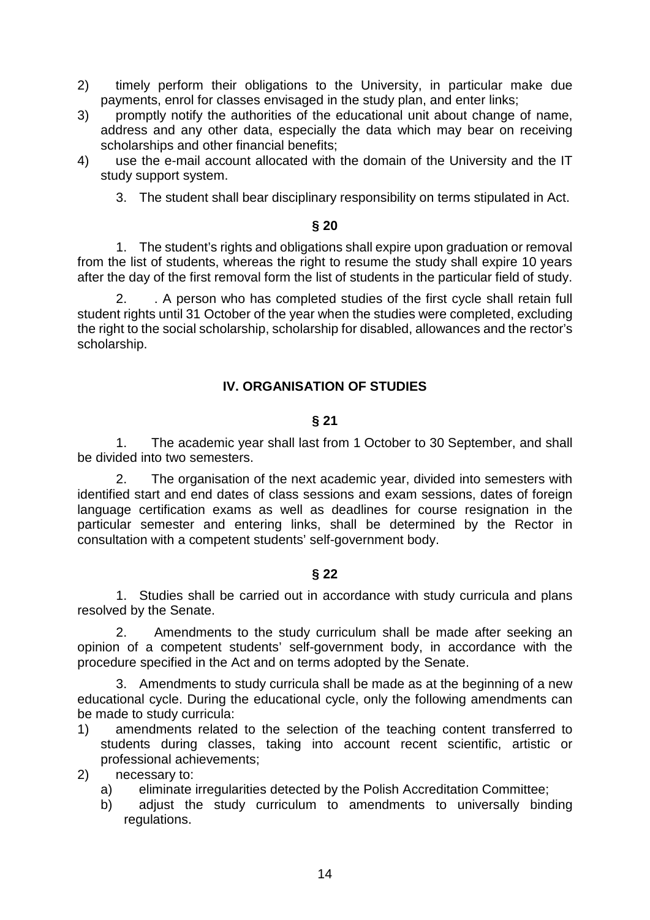2) timely perform their obligations to the University, in particular make due payments, enrol for classes envisaged in the study plan, and enter links;
3) promptly notify the authorities of the educational unit about change of name, address and any other data, especially the data which may bear on receiving scholarships and other financial benefits;
4) use the e-mail account allocated with the domain of the University and the IT study support system.

3. The student shall bear disciplinary responsibility on terms stipulated in Act.

**§ 20**

1. The student's rights and obligations shall expire upon graduation or removal from the list of students, whereas the right to resume the study shall expire 10 years after the day of the first removal form the list of students in the particular field of study.

2. . A person who has completed studies of the first cycle shall retain full student rights until 31 October of the year when the studies were completed, excluding the right to the social scholarship, scholarship for disabled, allowances and the rector's scholarship.

## IV. ORGANISATION OF STUDIES

**§ 21**

1. The academic year shall last from 1 October to 30 September, and shall be divided into two semesters.

2. The organisation of the next academic year, divided into semesters with identified start and end dates of class sessions and exam sessions, dates of foreign language certification exams as well as deadlines for course resignation in the particular semester and entering links, shall be determined by the Rector in consultation with a competent students' self-government body.

**§ 22**

1. Studies shall be carried out in accordance with study curricula and plans resolved by the Senate.

2. Amendments to the study curriculum shall be made after seeking an opinion of a competent students' self-government body, in accordance with the procedure specified in the Act and on terms adopted by the Senate.

3. Amendments to study curricula shall be made as at the beginning of a new educational cycle. During the educational cycle, only the following amendments can be made to study curricula:

1) amendments related to the selection of the teaching content transferred to students during classes, taking into account recent scientific, artistic or professional achievements;
2) necessary to:
   a) eliminate irregularities detected by the Polish Accreditation Committee;
   b) adjust the study curriculum to amendments to universally binding regulations.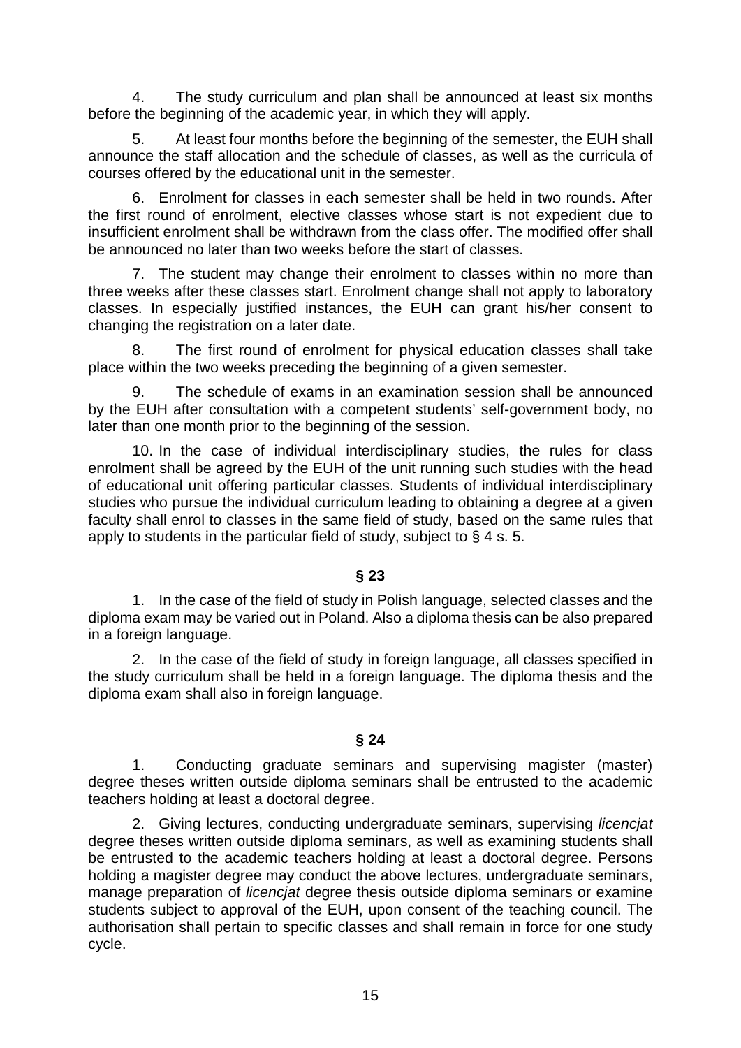4. The study curriculum and plan shall be announced at least six months before the beginning of the academic year, in which they will apply.

5. At least four months before the beginning of the semester, the EUH shall announce the staff allocation and the schedule of classes, as well as the curricula of courses offered by the educational unit in the semester.

6. Enrolment for classes in each semester shall be held in two rounds. After the first round of enrolment, elective classes whose start is not expedient due to insufficient enrolment shall be withdrawn from the class offer. The modified offer shall be announced no later than two weeks before the start of classes.

7. The student may change their enrolment to classes within no more than three weeks after these classes start. Enrolment change shall not apply to laboratory classes. In especially justified instances, the EUH can grant his/her consent to changing the registration on a later date.

8. The first round of enrolment for physical education classes shall take place within the two weeks preceding the beginning of a given semester.

9. The schedule of exams in an examination session shall be announced by the EUH after consultation with a competent students' self-government body, no later than one month prior to the beginning of the session.

10. In the case of individual interdisciplinary studies, the rules for class enrolment shall be agreed by the EUH of the unit running such studies with the head of educational unit offering particular classes. Students of individual interdisciplinary studies who pursue the individual curriculum leading to obtaining a degree at a given faculty shall enrol to classes in the same field of study, based on the same rules that apply to students in the particular field of study, subject to § 4 s. 5.

**§ 23**

1. In the case of the field of study in Polish language, selected classes and the diploma exam may be varied out in Poland. Also a diploma thesis can be also prepared in a foreign language.

2. In the case of the field of study in foreign language, all classes specified in the study curriculum shall be held in a foreign language. The diploma thesis and the diploma exam shall also in foreign language.

**§ 24**

1. Conducting graduate seminars and supervising magister (master) degree theses written outside diploma seminars shall be entrusted to the academic teachers holding at least a doctoral degree.

2. Giving lectures, conducting undergraduate seminars, supervising *licencjat* degree theses written outside diploma seminars, as well as examining students shall be entrusted to the academic teachers holding at least a doctoral degree. Persons holding a magister degree may conduct the above lectures, undergraduate seminars, manage preparation of *licencjat* degree thesis outside diploma seminars or examine students subject to approval of the EUH, upon consent of the teaching council. The authorisation shall pertain to specific classes and shall remain in force for one study cycle.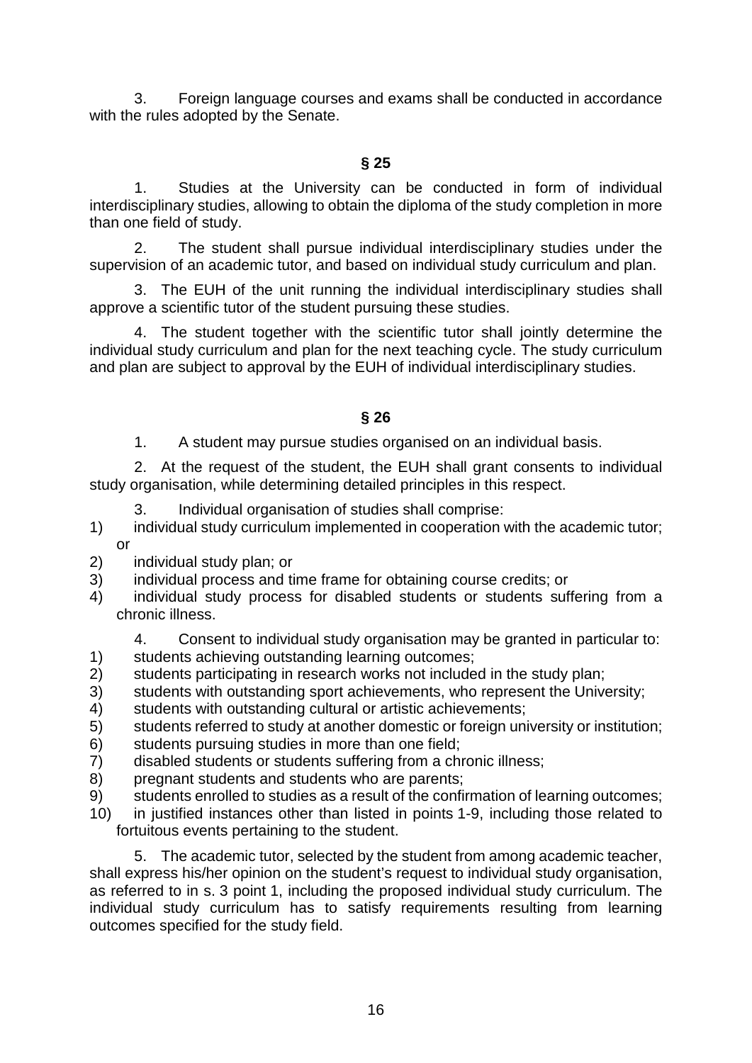3. Foreign language courses and exams shall be conducted in accordance with the rules adopted by the Senate.

## § 25

1. Studies at the University can be conducted in form of individual interdisciplinary studies, allowing to obtain the diploma of the study completion in more than one field of study.

2. The student shall pursue individual interdisciplinary studies under the supervision of an academic tutor, and based on individual study curriculum and plan.

3. The EUH of the unit running the individual interdisciplinary studies shall approve a scientific tutor of the student pursuing these studies.

4. The student together with the scientific tutor shall jointly determine the individual study curriculum and plan for the next teaching cycle. The study curriculum and plan are subject to approval by the EUH of individual interdisciplinary studies.

## § 26

1. A student may pursue studies organised on an individual basis.

2. At the request of the student, the EUH shall grant consents to individual study organisation, while determining detailed principles in this respect.

3. Individual organisation of studies shall comprise:

1) individual study curriculum implemented in cooperation with the academic tutor; or
2) individual study plan; or
3) individual process and time frame for obtaining course credits; or
4) individual study process for disabled students or students suffering from a chronic illness.

4. Consent to individual study organisation may be granted in particular to:

1) students achieving outstanding learning outcomes;
2) students participating in research works not included in the study plan;
3) students with outstanding sport achievements, who represent the University;
4) students with outstanding cultural or artistic achievements;
5) students referred to study at another domestic or foreign university or institution;
6) students pursuing studies in more than one field;
7) disabled students or students suffering from a chronic illness;
8) pregnant students and students who are parents;
9) students enrolled to studies as a result of the confirmation of learning outcomes;
10) in justified instances other than listed in points 1-9, including those related to fortuitous events pertaining to the student.

5. The academic tutor, selected by the student from among academic teacher, shall express his/her opinion on the student's request to individual study organisation, as referred to in in s. 3 point 1, including the proposed individual study curriculum. The individual study curriculum has to satisfy requirements resulting from learning outcomes specified for the study field.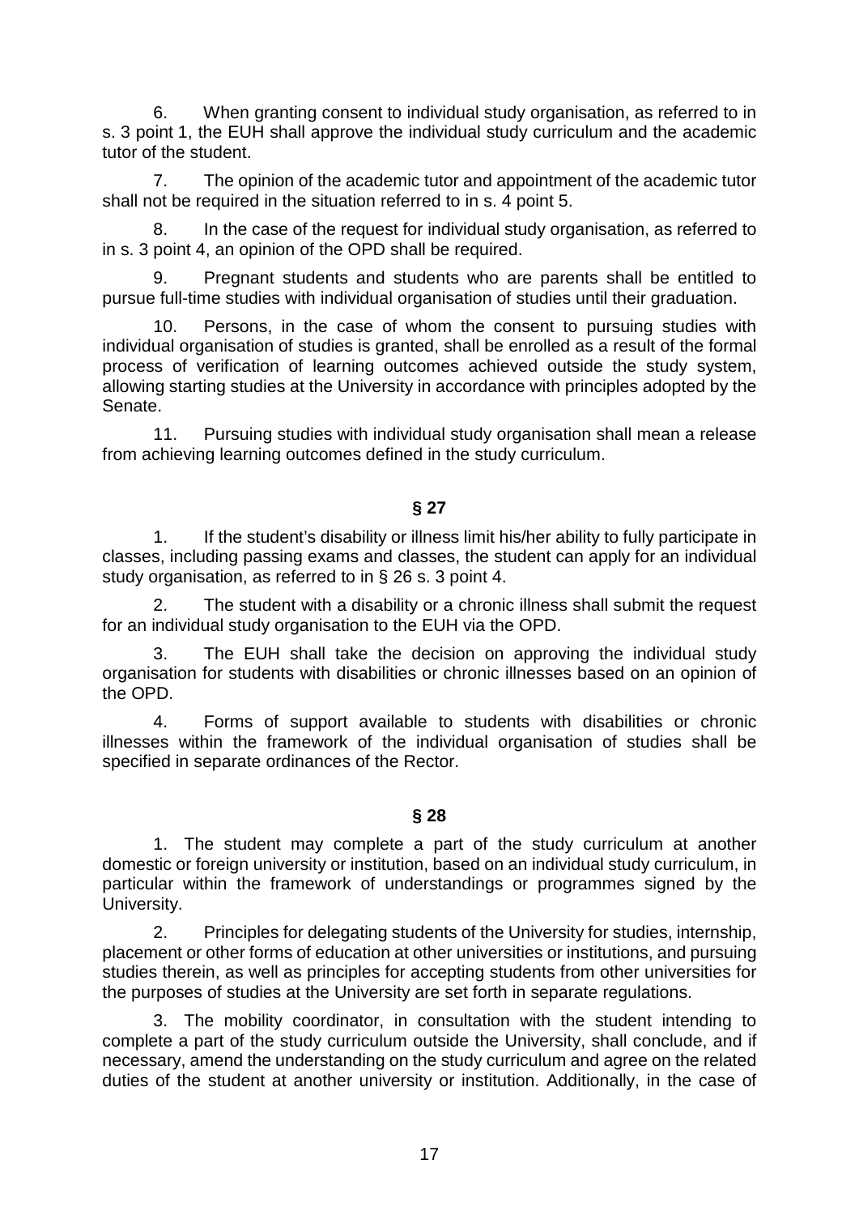6. When granting consent to individual study organisation, as referred to in s. 3 point 1, the EUH shall approve the individual study curriculum and the academic tutor of the student.

7. The opinion of the academic tutor and appointment of the academic tutor shall not be required in the situation referred to in s. 4 point 5.

8. In the case of the request for individual study organisation, as referred to in s. 3 point 4, an opinion of the OPD shall be required.

9. Pregnant students and students who are parents shall be entitled to pursue full-time studies with individual organisation of studies until their graduation.

10. Persons, in the case of whom the consent to pursuing studies with individual organisation of studies is granted, shall be enrolled as a result of the formal process of verification of learning outcomes achieved outside the study system, allowing starting studies at the University in accordance with principles adopted by the Senate.

11. Pursuing studies with individual study organisation shall mean a release from achieving learning outcomes defined in the study curriculum.

**§ 27**

1. If the student's disability or illness limit his/her ability to fully participate in classes, including passing exams and classes, the student can apply for an individual study organisation, as referred to in § 26 s. 3 point 4.

2. The student with a disability or a chronic illness shall submit the request for an individual study organisation to the EUH via the OPD.

3. The EUH shall take the decision on approving the individual study organisation for students with disabilities or chronic illnesses based on an opinion of the OPD.

4. Forms of support available to students with disabilities or chronic illnesses within the framework of the individual organisation of studies shall be specified in separate ordinances of the Rector.

**§ 28**

1. The student may complete a part of the study curriculum at another domestic or foreign university or institution, based on an individual study curriculum, in particular within the framework of understandings or programmes signed by the University.

2. Principles for delegating students of the University for studies, internship, placement or other forms of education at other universities or institutions, and pursuing studies therein, as well as principles for accepting students from other universities for the purposes of studies at the University are set forth in separate regulations.

3. The mobility coordinator, in consultation with the student intending to complete a part of the study curriculum outside the University, shall conclude, and if necessary, amend the understanding on the study curriculum and agree on the related duties of the student at another university or institution. Additionally, in the case of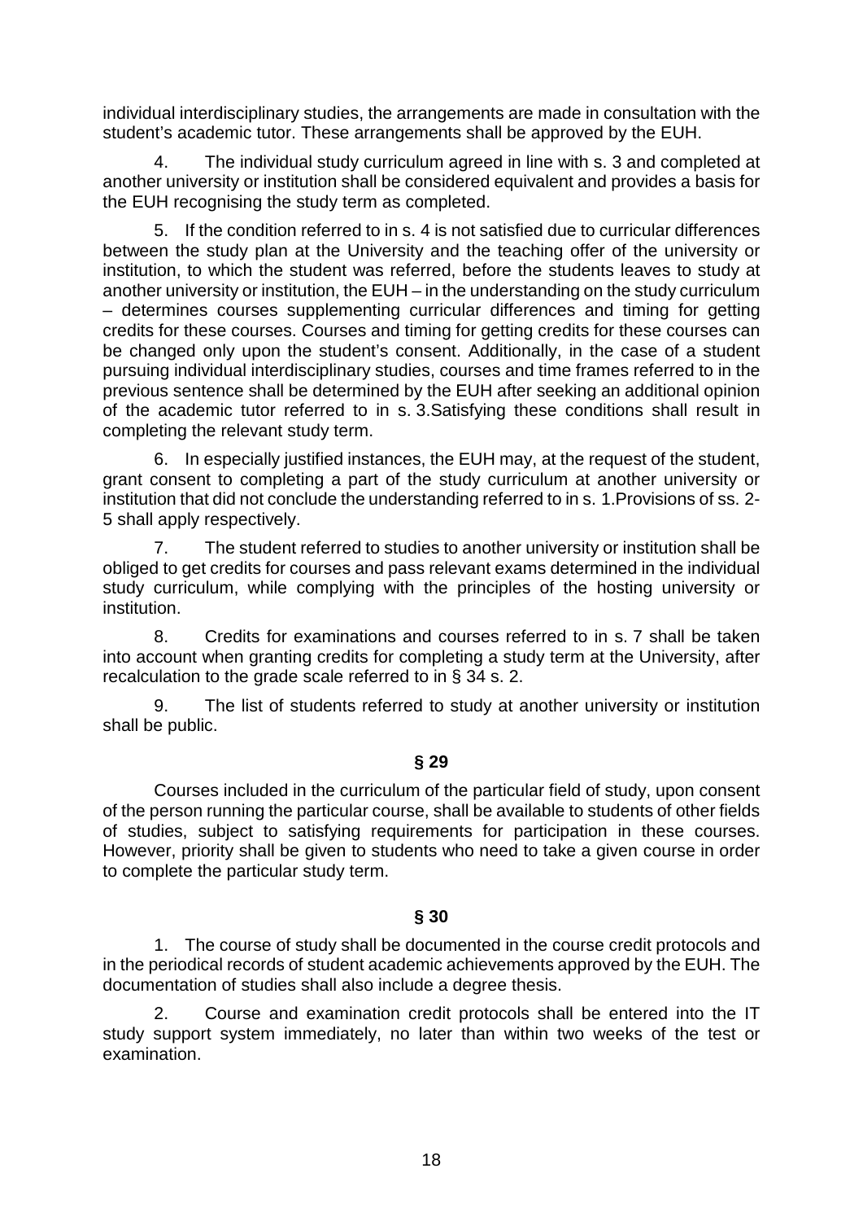individual interdisciplinary studies, the arrangements are made in consultation with the student's academic tutor. These arrangements shall be approved by the EUH.

4. The individual study curriculum agreed in line with s. 3 and completed at another university or institution shall be considered equivalent and provides a basis for the EUH recognising the study term as completed.

5. If the condition referred to in s. 4 is not satisfied due to curricular differences between the study plan at the University and the teaching offer of the university or institution, to which the student was referred, before the students leaves to study at another university or institution, the EUH – in the understanding on the study curriculum – determines courses supplementing curricular differences and timing for getting credits for these courses. Courses and timing for getting credits for these courses can be changed only upon the student's consent. Additionally, in the case of a student pursuing individual interdisciplinary studies, courses and time frames referred to in the previous sentence shall be determined by the EUH after seeking an additional opinion of the academic tutor referred to in s. 3.Satisfying these conditions shall result in completing the relevant study term.

6. In especially justified instances, the EUH may, at the request of the student, grant consent to completing a part of the study curriculum at another university or institution that did not conclude the understanding referred to in s. 1.Provisions of ss. 2-5 shall apply respectively.

7. The student referred to studies to another university or institution shall be obliged to get credits for courses and pass relevant exams determined in the individual study curriculum, while complying with the principles of the hosting university or institution.

8. Credits for examinations and courses referred to in s. 7 shall be taken into account when granting credits for completing a study term at the University, after recalculation to the grade scale referred to in § 34 s. 2.

9. The list of students referred to study at another university or institution shall be public.

**§ 29**

Courses included in the curriculum of the particular field of study, upon consent of the person running the particular course, shall be available to students of other fields of studies, subject to satisfying requirements for participation in these courses. However, priority shall be given to students who need to take a given course in order to complete the particular study term.

**§ 30**

1. The course of study shall be documented in the course credit protocols and in the periodical records of student academic achievements approved by the EUH. The documentation of studies shall also include a degree thesis.

2. Course and examination credit protocols shall be entered into the IT study support system immediately, no later than within two weeks of the test or examination.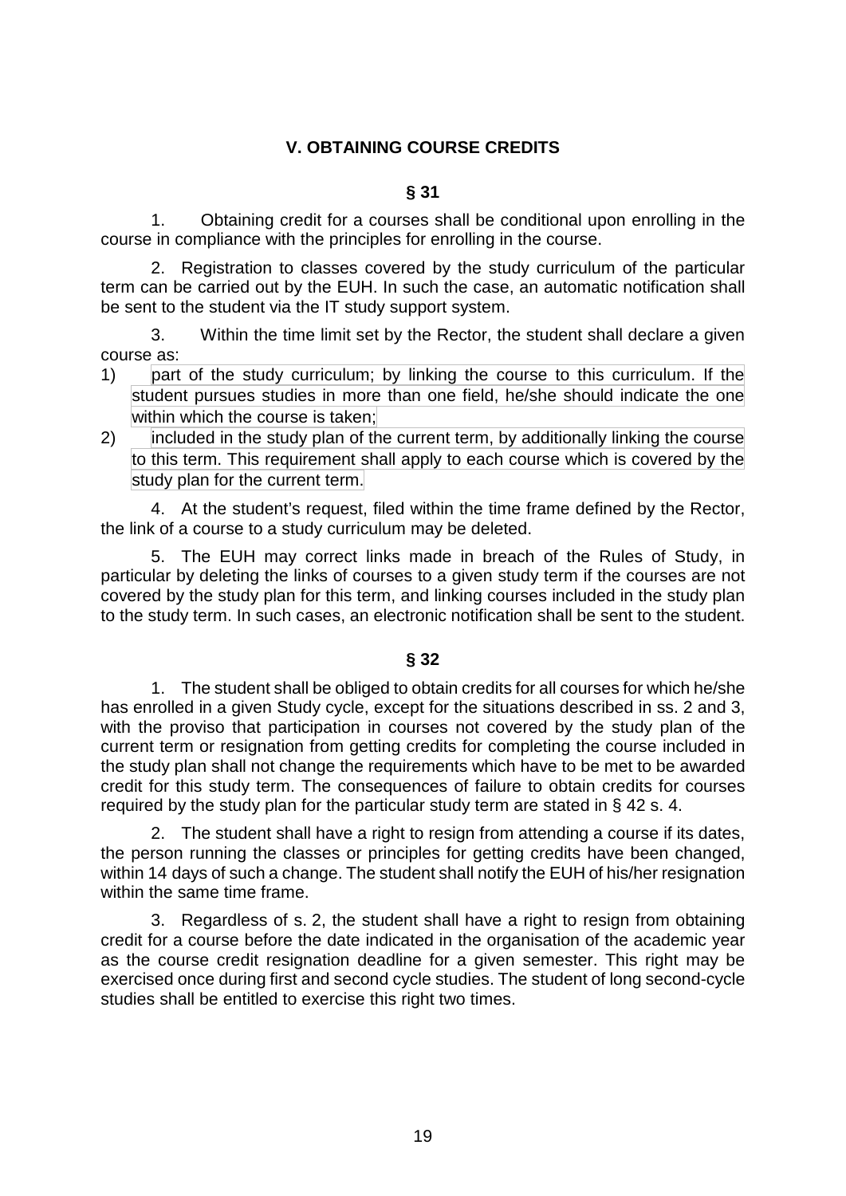## V. OBTAINING COURSE CREDITS

### § 31

1. Obtaining credit for a courses shall be conditional upon enrolling in the course in compliance with the principles for enrolling in the course.

2. Registration to classes covered by the study curriculum of the particular term can be carried out by the EUH. In such the case, an automatic notification shall be sent to the student via the IT study support system.

3. Within the time limit set by the Rector, the student shall declare a given course as:

1) part of the study curriculum; by linking the course to this curriculum. If the student pursues studies in more than one field, he/she should indicate the one within which the course is taken;
2) included in the study plan of the current term, by additionally linking the course to this term. This requirement shall apply to each course which is covered by the study plan for the current term.

4. At the student's request, filed within the time frame defined by the Rector, the link of a course to a study curriculum may be deleted.

5. The EUH may correct links made in breach of the Rules of Study, in particular by deleting the links of courses to a given study term if the courses are not covered by the study plan for this term, and linking courses included in the study plan to the study term. In such cases, an electronic notification shall be sent to the student.

### § 32

1. The student shall be obliged to obtain credits for all courses for which he/she has enrolled in a given Study cycle, except for the situations described in ss. 2 and 3, with the proviso that participation in courses not covered by the study plan of the current term or resignation from getting credits for completing the course included in the study plan shall not change the requirements which have to be met to be awarded credit for this study term. The consequences of failure to obtain credits for courses required by the study plan for the particular study term are stated in § 42 s. 4.

2. The student shall have a right to resign from attending a course if its dates, the person running the classes or principles for getting credits have been changed, within 14 days of such a change. The student shall notify the EUH of his/her resignation within the same time frame.

3. Regardless of s. 2, the student shall have a right to resign from obtaining credit for a course before the date indicated in the organisation of the academic year as the course credit resignation deadline for a given semester. This right may be exercised once during first and second cycle studies. The student of long second-cycle studies shall be entitled to exercise this right two times.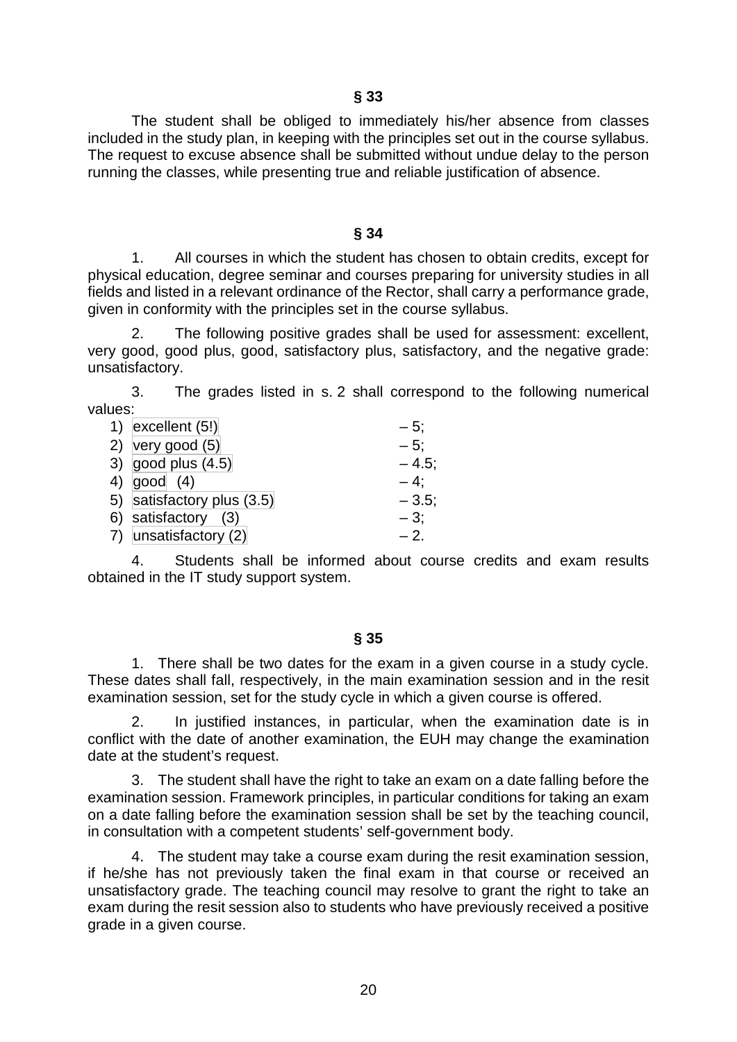**§ 33**

The student shall be obliged to immediately his/her absence from classes included in the study plan, in keeping with the principles set out in the course syllabus. The request to excuse absence shall be submitted without undue delay to the person running the classes, while presenting true and reliable justification of absence.

**§ 34**

1. All courses in which the student has chosen to obtain credits, except for physical education, degree seminar and courses preparing for university studies in all fields and listed in a relevant ordinance of the Rector, shall carry a performance grade, given in conformity with the principles set in the course syllabus.

2. The following positive grades shall be used for assessment: excellent, very good, good plus, good, satisfactory plus, satisfactory, and the negative grade: unsatisfactory.

3. The grades listed in s. 2 shall correspond to the following numerical values:

1) excellent (5!) – 5;
2) very good (5) – 5;
3) good plus (4.5) – 4.5;
4) good (4) – 4;
5) satisfactory plus (3.5) – 3.5;
6) satisfactory (3) – 3;
7) unsatisfactory (2) – 2.

4. Students shall be informed about course credits and exam results obtained in the IT study support system.

**§ 35**

1. There shall be two dates for the exam in a given course in a study cycle. These dates shall fall, respectively, in the main examination session and in the resit examination session, set for the study cycle in which a given course is offered.

2. In justified instances, in particular, when the examination date is in conflict with the date of another examination, the EUH may change the examination date at the student's request.

3. The student shall have the right to take an exam on a date falling before the examination session. Framework principles, in particular conditions for taking an exam on a date falling before the examination session shall be set by the teaching council, in consultation with a competent students' self-government body.

4. The student may take a course exam during the resit examination session, if he/she has not previously taken the final exam in that course or received an unsatisfactory grade. The teaching council may resolve to grant the right to take an exam during the resit session also to students who have previously received a positive grade in a given course.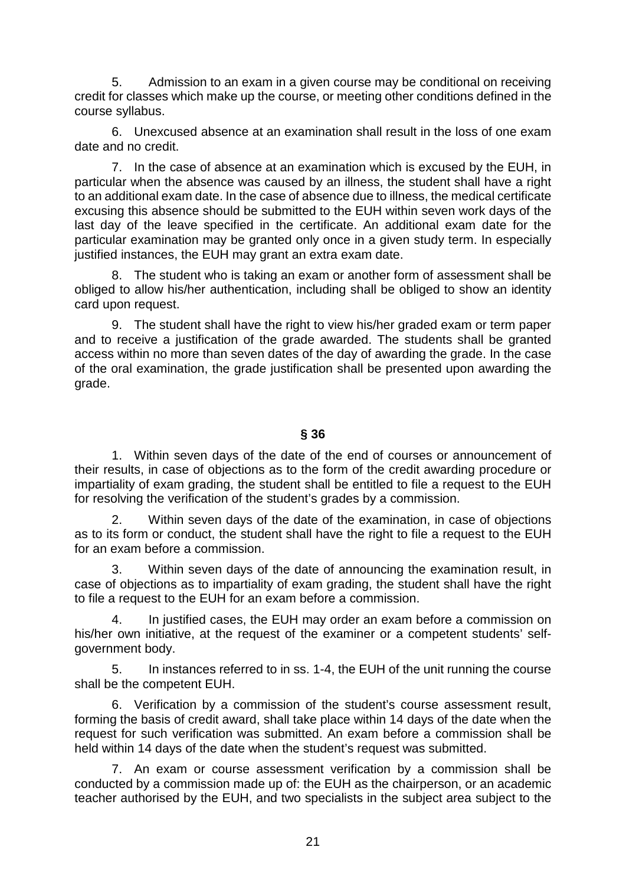5. Admission to an exam in a given course may be conditional on receiving credit for classes which make up the course, or meeting other conditions defined in the course syllabus.

6. Unexcused absence at an examination shall result in the loss of one exam date and no credit.

7. In the case of absence at an examination which is excused by the EUH, in particular when the absence was caused by an illness, the student shall have a right to an additional exam date. In the case of absence due to illness, the medical certificate excusing this absence should be submitted to the EUH within seven work days of the last day of the leave specified in the certificate. An additional exam date for the particular examination may be granted only once in a given study term. In especially justified instances, the EUH may grant an extra exam date.

8. The student who is taking an exam or another form of assessment shall be obliged to allow his/her authentication, including shall be obliged to show an identity card upon request.

9. The student shall have the right to view his/her graded exam or term paper and to receive a justification of the grade awarded. The students shall be granted access within no more than seven dates of the day of awarding the grade. In the case of the oral examination, the grade justification shall be presented upon awarding the grade.

**§ 36**

1. Within seven days of the date of the end of courses or announcement of their results, in case of objections as to the form of the credit awarding procedure or impartiality of exam grading, the student shall be entitled to file a request to the EUH for resolving the verification of the student's grades by a commission.

2. Within seven days of the date of the examination, in case of objections as to its form or conduct, the student shall have the right to file a request to the EUH for an exam before a commission.

3. Within seven days of the date of announcing the examination result, in case of objections as to impartiality of exam grading, the student shall have the right to file a request to the EUH for an exam before a commission.

4. In justified cases, the EUH may order an exam before a commission on his/her own initiative, at the request of the examiner or a competent students' self-government body.

5. In instances referred to in ss. 1-4, the EUH of the unit running the course shall be the competent EUH.

6. Verification by a commission of the student's course assessment result, forming the basis of credit award, shall take place within 14 days of the date when the request for such verification was submitted. An exam before a commission shall be held within 14 days of the date when the student's request was submitted.

7. An exam or course assessment verification by a commission shall be conducted by a commission made up of: the EUH as the chairperson, or an academic teacher authorised by the EUH, and two specialists in the subject area subject to the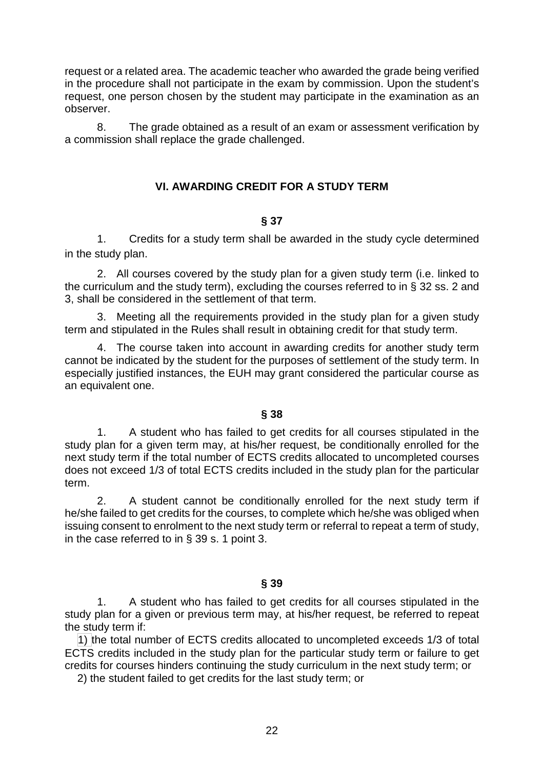request or a related area. The academic teacher who awarded the grade being verified in the procedure shall not participate in the exam by commission. Upon the student's request, one person chosen by the student may participate in the examination as an observer.

8. The grade obtained as a result of an exam or assessment verification by a commission shall replace the grade challenged.

## VI. AWARDING CREDIT FOR A STUDY TERM

### § 37

1. Credits for a study term shall be awarded in the study cycle determined in the study plan.

2. All courses covered by the study plan for a given study term (i.e. linked to the curriculum and the study term), excluding the courses referred to in § 32 ss. 2 and 3, shall be considered in the settlement of that term.

3. Meeting all the requirements provided in the study plan for a given study term and stipulated in the Rules shall result in obtaining credit for that study term.

4. The course taken into account in awarding credits for another study term cannot be indicated by the student for the purposes of settlement of the study term. In especially justified instances, the EUH may grant considered the particular course as an equivalent one.

### § 38

1. A student who has failed to get credits for all courses stipulated in the study plan for a given term may, at his/her request, be conditionally enrolled for the next study term if the total number of ECTS credits allocated to uncompleted courses does not exceed 1/3 of total ECTS credits included in the study plan for the particular term.

2. A student cannot be conditionally enrolled for the next study term if he/she failed to get credits for the courses, to complete which he/she was obliged when issuing consent to enrolment to the next study term or referral to repeat a term of study, in the case referred to in § 39 s. 1 point 3.

### § 39

1. A student who has failed to get credits for all courses stipulated in the study plan for a given or previous term may, at his/her request, be referred to repeat the study term if:

1) the total number of ECTS credits allocated to uncompleted exceeds 1/3 of total ECTS credits included in the study plan for the particular study term or failure to get credits for courses hinders continuing the study curriculum in the next study term; or

2) the student failed to get credits for the last study term; or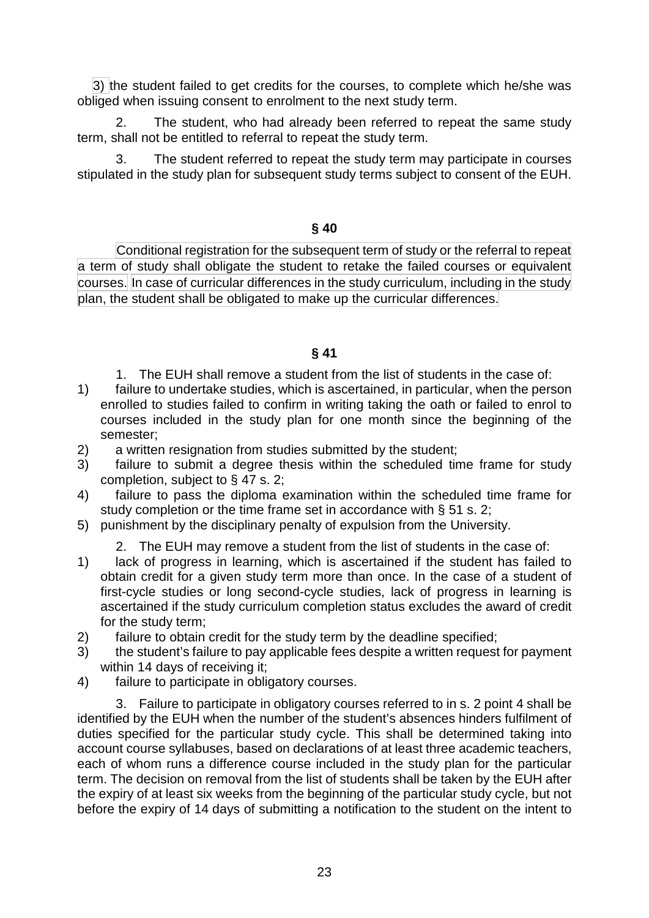3) the student failed to get credits for the courses, to complete which he/she was obliged when issuing consent to enrolment to the next study term.

2. The student, who had already been referred to repeat the same study term, shall not be entitled to referral to repeat the study term.

3. The student referred to repeat the study term may participate in courses stipulated in the study plan for subsequent study terms subject to consent of the EUH.

### § 40

Conditional registration for the subsequent term of study or the referral to repeat a term of study shall obligate the student to retake the failed courses or equivalent courses. In case of curricular differences in the study curriculum, including in the study plan, the student shall be obligated to make up the curricular differences.

### § 41

1. The EUH shall remove a student from the list of students in the case of:

1) failure to undertake studies, which is ascertained, in particular, when the person enrolled to studies failed to confirm in writing taking the oath or failed to enrol to courses included in the study plan for one month since the beginning of the semester;
2) a written resignation from studies submitted by the student;
3) failure to submit a degree thesis within the scheduled time frame for study completion, subject to § 47 s. 2;
4) failure to pass the diploma examination within the scheduled time frame for study completion or the time frame set in accordance with § 51 s. 2;
5) punishment by the disciplinary penalty of expulsion from the University.

2. The EUH may remove a student from the list of students in the case of:

1) lack of progress in learning, which is ascertained if the student has failed to obtain credit for a given study term more than once. In the case of a student of first-cycle studies or long second-cycle studies, lack of progress in learning is ascertained if the study curriculum completion status excludes the award of credit for the study term;
2) failure to obtain credit for the study term by the deadline specified;
3) the student's failure to pay applicable fees despite a written request for payment within 14 days of receiving it;
4) failure to participate in obligatory courses.

3. Failure to participate in obligatory courses referred to in s. 2 point 4 shall be identified by the EUH when the number of the student's absences hinders fulfilment of duties specified for the particular study cycle. This shall be determined taking into account course syllabuses, based on declarations of at least three academic teachers, each of whom runs a difference course included in the study plan for the particular term. The decision on removal from the list of students shall be taken by the EUH after the expiry of at least six weeks from the beginning of the particular study cycle, but not before the expiry of 14 days of submitting a notification to the student on the intent to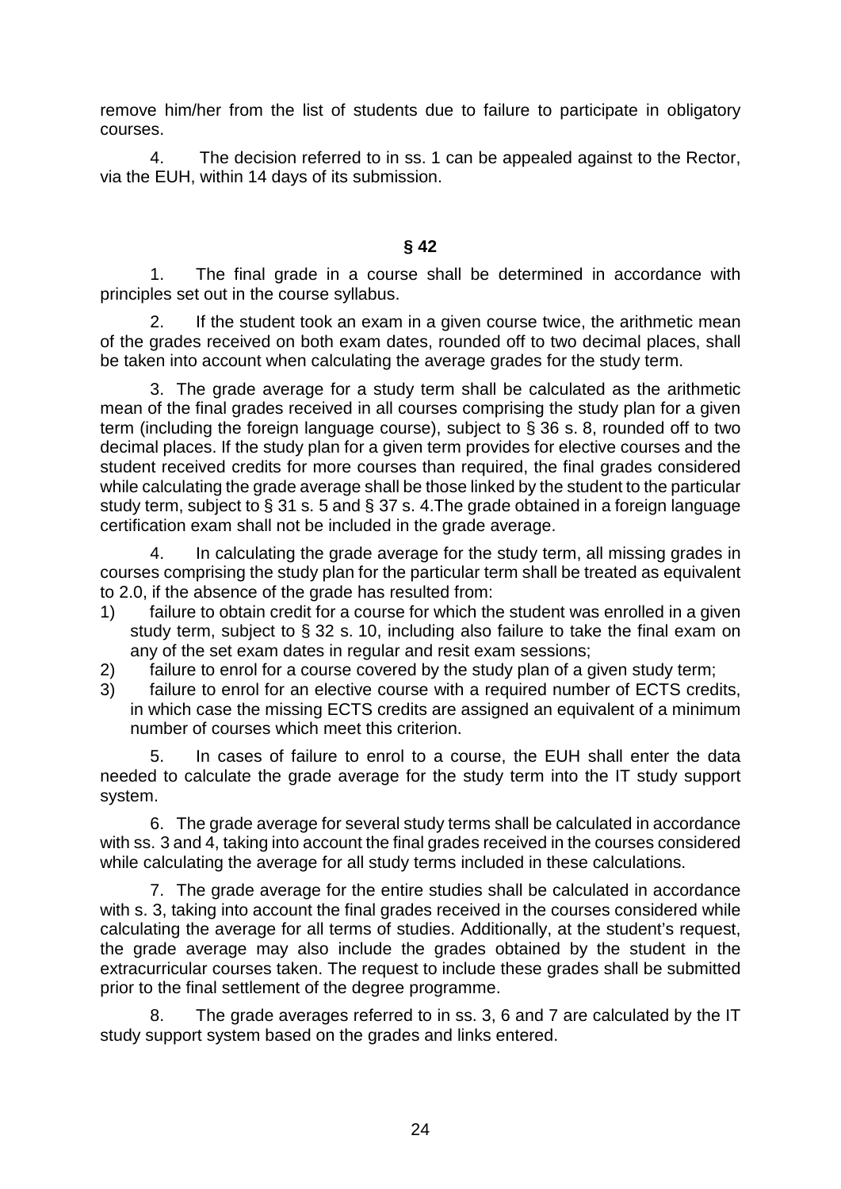remove him/her from the list of students due to failure to participate in obligatory courses.

4. The decision referred to in ss. 1 can be appealed against to the Rector, via the EUH, within 14 days of its submission.

## § 42

1. The final grade in a course shall be determined in accordance with principles set out in the course syllabus.

2. If the student took an exam in a given course twice, the arithmetic mean of the grades received on both exam dates, rounded off to two decimal places, shall be taken into account when calculating the average grades for the study term.

3. The grade average for a study term shall be calculated as the arithmetic mean of the final grades received in all courses comprising the study plan for a given term (including the foreign language course), subject to § 36 s. 8, rounded off to two decimal places. If the study plan for a given term provides for elective courses and the student received credits for more courses than required, the final grades considered while calculating the grade average shall be those linked by the student to the particular study term, subject to § 31 s. 5 and § 37 s. 4.The grade obtained in a foreign language certification exam shall not be included in the grade average.

4. In calculating the grade average for the study term, all missing grades in courses comprising the study plan for the particular term shall be treated as equivalent to 2.0, if the absence of the grade has resulted from:

1) failure to obtain credit for a course for which the student was enrolled in a given study term, subject to § 32 s. 10, including also failure to take the final exam on any of the set exam dates in regular and resit exam sessions;
2) failure to enrol for a course covered by the study plan of a given study term;
3) failure to enrol for an elective course with a required number of ECTS credits, in which case the missing ECTS credits are assigned an equivalent of a minimum number of courses which meet this criterion.

5. In cases of failure to enrol to a course, the EUH shall enter the data needed to calculate the grade average for the study term into the IT study support system.

6. The grade average for several study terms shall be calculated in accordance with ss. 3 and 4, taking into account the final grades received in the courses considered while calculating the average for all study terms included in these calculations.

7. The grade average for the entire studies shall be calculated in accordance with s. 3, taking into account the final grades received in the courses considered while calculating the average for all terms of studies. Additionally, at the student's request, the grade average may also include the grades obtained by the student in the extracurricular courses taken. The request to include these grades shall be submitted prior to the final settlement of the degree programme.

8. The grade averages referred to in ss. 3, 6 and 7 are calculated by the IT study support system based on the grades and links entered.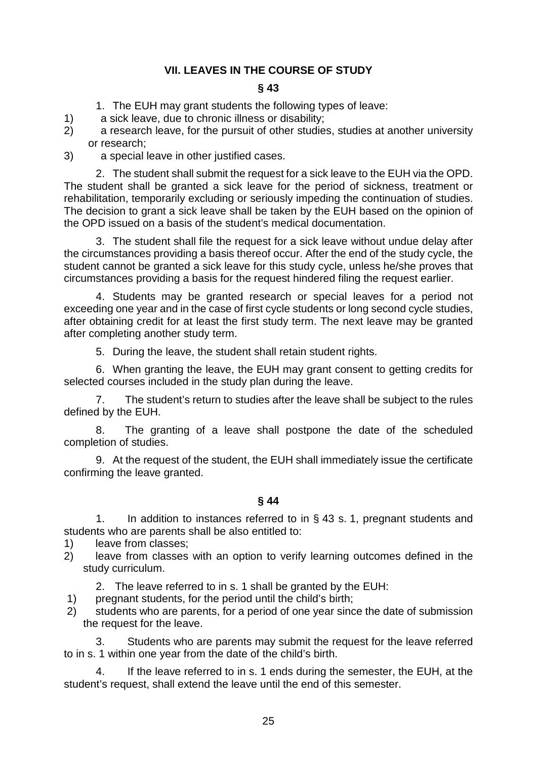## VII. LEAVES IN THE COURSE OF STUDY

### § 43

1. The EUH may grant students the following types of leave:

1) a sick leave, due to chronic illness or disability;
2) a research leave, for the pursuit of other studies, studies at another university or research;
3) a special leave in other justified cases.

2. The student shall submit the request for a sick leave to the EUH via the OPD. The student shall be granted a sick leave for the period of sickness, treatment or rehabilitation, temporarily excluding or seriously impeding the continuation of studies. The decision to grant a sick leave shall be taken by the EUH based on the opinion of the OPD issued on a basis of the student's medical documentation.

3. The student shall file the request for a sick leave without undue delay after the circumstances providing a basis thereof occur. After the end of the study cycle, the student cannot be granted a sick leave for this study cycle, unless he/she proves that circumstances providing a basis for the request hindered filing the request earlier.

4. Students may be granted research or special leaves for a period not exceeding one year and in the case of first cycle students or long second cycle studies, after obtaining credit for at least the first study term. The next leave may be granted after completing another study term.

5. During the leave, the student shall retain student rights.

6. When granting the leave, the EUH may grant consent to getting credits for selected courses included in the study plan during the leave.

7. The student's return to studies after the leave shall be subject to the rules defined by the EUH.

8. The granting of a leave shall postpone the date of the scheduled completion of studies.

9. At the request of the student, the EUH shall immediately issue the certificate confirming the leave granted.

### § 44

1. In addition to instances referred to in § 43 s. 1, pregnant students and students who are parents shall be also entitled to:

1) leave from classes;
2) leave from classes with an option to verify learning outcomes defined in the study curriculum.

2. The leave referred to in s. 1 shall be granted by the EUH:

1) pregnant students, for the period until the child's birth;
2) students who are parents, for a period of one year since the date of submission the request for the leave.

3. Students who are parents may submit the request for the leave referred to in s. 1 within one year from the date of the child's birth.

4. If the leave referred to in s. 1 ends during the semester, the EUH, at the student's request, shall extend the leave until the end of this semester.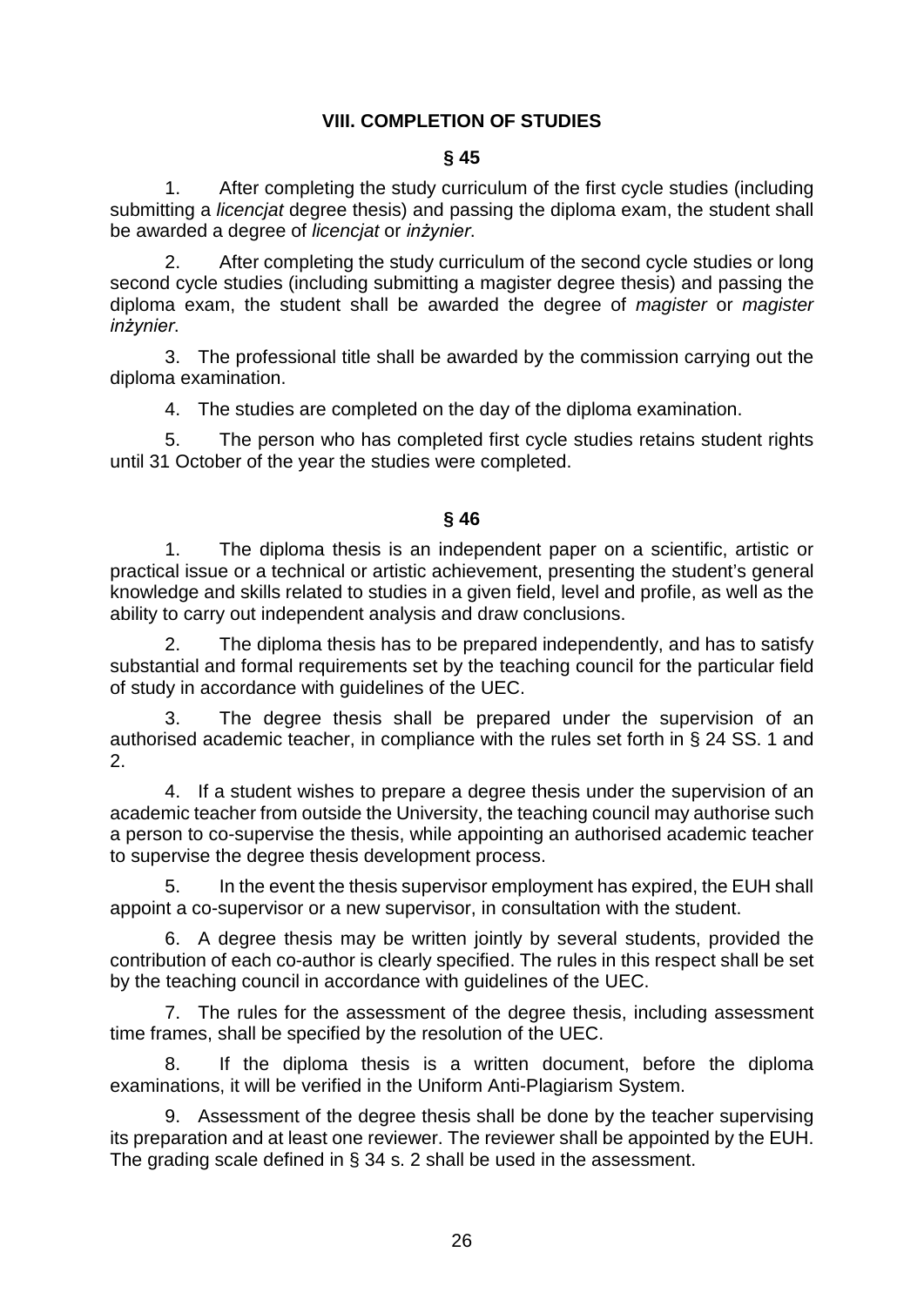## VIII. COMPLETION OF STUDIES

### § 45

1. After completing the study curriculum of the first cycle studies (including submitting a *licencjat* degree thesis) and passing the diploma exam, the student shall be awarded a degree of *licencjat* or *inżynier*.

2. After completing the study curriculum of the second cycle studies or long second cycle studies (including submitting a magister degree thesis) and passing the diploma exam, the student shall be awarded the degree of *magister* or *magister inżynier*.

3. The professional title shall be awarded by the commission carrying out the diploma examination.

4. The studies are completed on the day of the diploma examination.

5. The person who has completed first cycle studies retains student rights until 31 October of the year the studies were completed.

### § 46

1. The diploma thesis is an independent paper on a scientific, artistic or practical issue or a technical or artistic achievement, presenting the student's general knowledge and skills related to studies in a given field, level and profile, as well as the ability to carry out independent analysis and draw conclusions.

2. The diploma thesis has to be prepared independently, and has to satisfy substantial and formal requirements set by the teaching council for the particular field of study in accordance with guidelines of the UEC.

3. The degree thesis shall be prepared under the supervision of an authorised academic teacher, in compliance with the rules set forth in § 24 SS. 1 and 2.

4. If a student wishes to prepare a degree thesis under the supervision of an academic teacher from outside the University, the teaching council may authorise such a person to co-supervise the thesis, while appointing an authorised academic teacher to supervise the degree thesis development process.

5. In the event the thesis supervisor employment has expired, the EUH shall appoint a co-supervisor or a new supervisor, in consultation with the student.

6. A degree thesis may be written jointly by several students, provided the contribution of each co-author is clearly specified. The rules in this respect shall be set by the teaching council in accordance with guidelines of the UEC.

7. The rules for the assessment of the degree thesis, including assessment time frames, shall be specified by the resolution of the UEC.

8. If the diploma thesis is a written document, before the diploma examinations, it will be verified in the Uniform Anti-Plagiarism System.

9. Assessment of the degree thesis shall be done by the teacher supervising its preparation and at least one reviewer. The reviewer shall be appointed by the EUH. The grading scale defined in § 34 s. 2 shall be used in the assessment.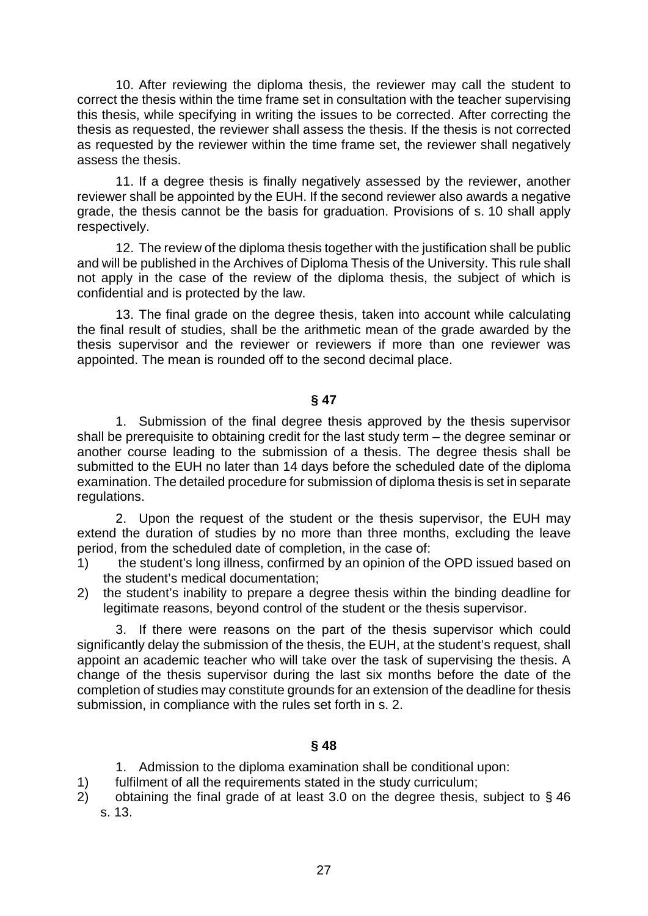10. After reviewing the diploma thesis, the reviewer may call the student to correct the thesis within the time frame set in consultation with the teacher supervising this thesis, while specifying in writing the issues to be corrected. After correcting the thesis as requested, the reviewer shall assess the thesis. If the thesis is not corrected as requested by the reviewer within the time frame set, the reviewer shall negatively assess the thesis.

11. If a degree thesis is finally negatively assessed by the reviewer, another reviewer shall be appointed by the EUH. If the second reviewer also awards a negative grade, the thesis cannot be the basis for graduation. Provisions of s. 10 shall apply respectively.

12. The review of the diploma thesis together with the justification shall be public and will be published in the Archives of Diploma Thesis of the University. This rule shall not apply in the case of the review of the diploma thesis, the subject of which is confidential and is protected by the law.

13. The final grade on the degree thesis, taken into account while calculating the final result of studies, shall be the arithmetic mean of the grade awarded by the thesis supervisor and the reviewer or reviewers if more than one reviewer was appointed. The mean is rounded off to the second decimal place.

**§ 47**

1. Submission of the final degree thesis approved by the thesis supervisor shall be prerequisite to obtaining credit for the last study term – the degree seminar or another course leading to the submission of a thesis. The degree thesis shall be submitted to the EUH no later than 14 days before the scheduled date of the diploma examination. The detailed procedure for submission of diploma thesis is set in separate regulations.

2. Upon the request of the student or the thesis supervisor, the EUH may extend the duration of studies by no more than three months, excluding the leave period, from the scheduled date of completion, in the case of:

1) the student's long illness, confirmed by an opinion of the OPD issued based on the student's medical documentation;
2) the student's inability to prepare a degree thesis within the binding deadline for legitimate reasons, beyond control of the student or the thesis supervisor.

3. If there were reasons on the part of the thesis supervisor which could significantly delay the submission of the thesis, the EUH, at the student's request, shall appoint an academic teacher who will take over the task of supervising the thesis. A change of the thesis supervisor during the last six months before the date of the completion of studies may constitute grounds for an extension of the deadline for thesis submission, in compliance with the rules set forth in s. 2.

**§ 48**

1. Admission to the diploma examination shall be conditional upon:

1) fulfilment of all the requirements stated in the study curriculum;
2) obtaining the final grade of at least 3.0 on the degree thesis, subject to § 46 s. 13.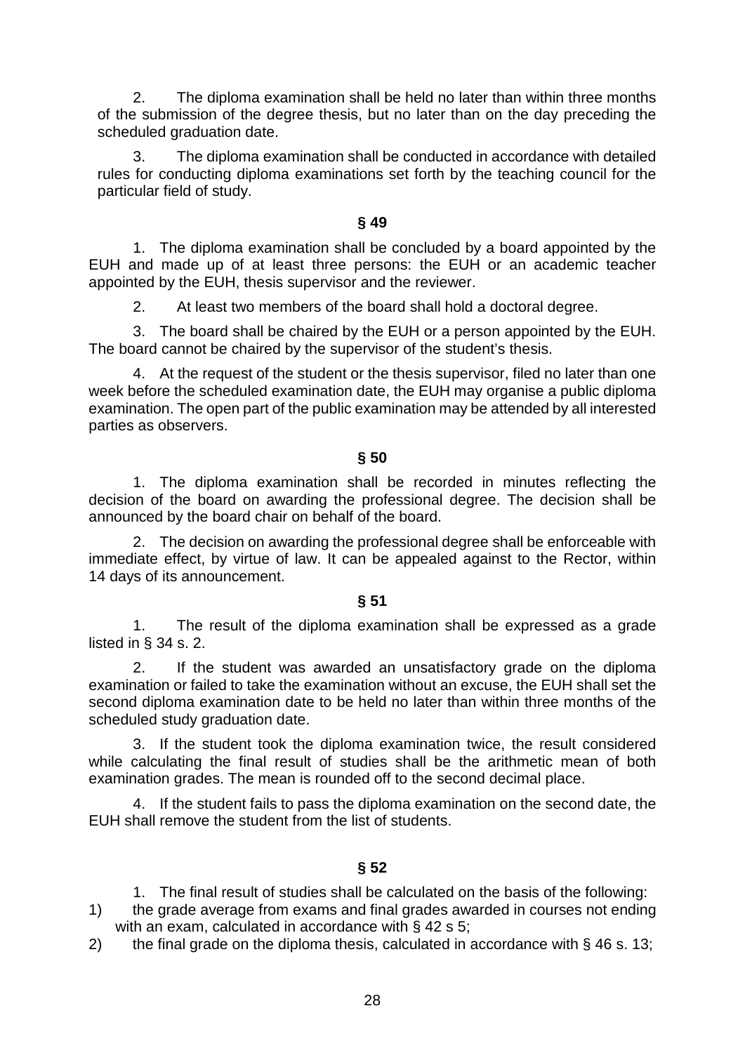2. The diploma examination shall be held no later than within three months of the submission of the degree thesis, but no later than on the day preceding the scheduled graduation date.

3. The diploma examination shall be conducted in accordance with detailed rules for conducting diploma examinations set forth by the teaching council for the particular field of study.

**§ 49**

1. The diploma examination shall be concluded by a board appointed by the EUH and made up of at least three persons: the EUH or an academic teacher appointed by the EUH, thesis supervisor and the reviewer.

2. At least two members of the board shall hold a doctoral degree.

3. The board shall be chaired by the EUH or a person appointed by the EUH. The board cannot be chaired by the supervisor of the student's thesis.

4. At the request of the student or the thesis supervisor, filed no later than one week before the scheduled examination date, the EUH may organise a public diploma examination. The open part of the public examination may be attended by all interested parties as observers.

**§ 50**

1. The diploma examination shall be recorded in minutes reflecting the decision of the board on awarding the professional degree. The decision shall be announced by the board chair on behalf of the board.

2. The decision on awarding the professional degree shall be enforceable with immediate effect, by virtue of law. It can be appealed against to the Rector, within 14 days of its announcement.

**§ 51**

1. The result of the diploma examination shall be expressed as a grade listed in § 34 s. 2.

2. If the student was awarded an unsatisfactory grade on the diploma examination or failed to take the examination without an excuse, the EUH shall set the second diploma examination date to be held no later than within three months of the scheduled study graduation date.

3. If the student took the diploma examination twice, the result considered while calculating the final result of studies shall be the arithmetic mean of both examination grades. The mean is rounded off to the second decimal place.

4. If the student fails to pass the diploma examination on the second date, the EUH shall remove the student from the list of students.

**§ 52**

1. The final result of studies shall be calculated on the basis of the following:

1) the grade average from exams and final grades awarded in courses not ending with an exam, calculated in accordance with § 42 s 5;
2) the final grade on the diploma thesis, calculated in accordance with § 46 s. 13;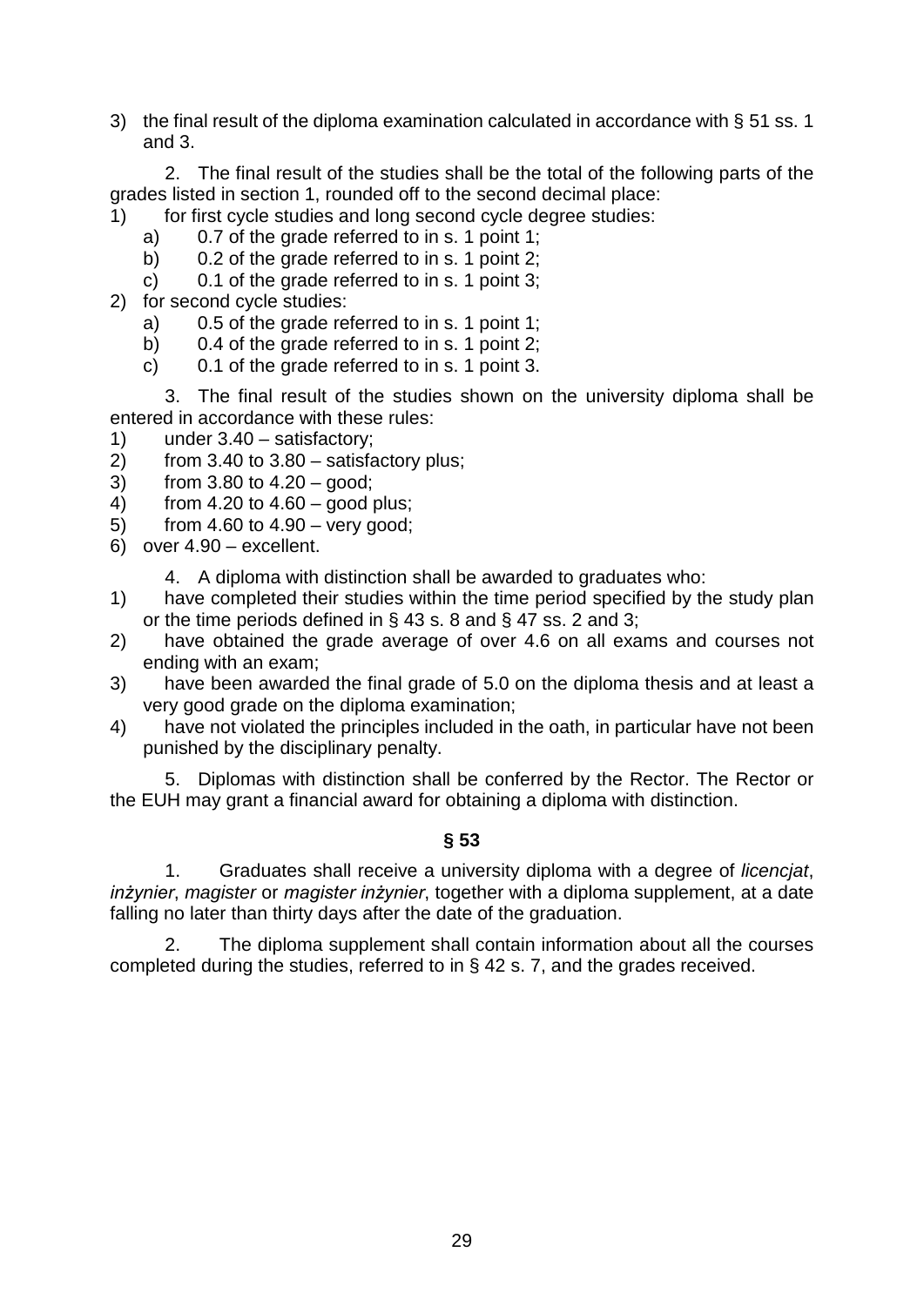3) the final result of the diploma examination calculated in accordance with § 51 ss. 1 and 3.

2. The final result of the studies shall be the total of the following parts of the grades listed in section 1, rounded off to the second decimal place:

1) for first cycle studies and long second cycle degree studies:
   a) 0.7 of the grade referred to in s. 1 point 1;
   b) 0.2 of the grade referred to in s. 1 point 2;
   c) 0.1 of the grade referred to in s. 1 point 3;
2) for second cycle studies:
   a) 0.5 of the grade referred to in s. 1 point 1;
   b) 0.4 of the grade referred to in s. 1 point 2;
   c) 0.1 of the grade referred to in s. 1 point 3.

3. The final result of the studies shown on the university diploma shall be entered in accordance with these rules:

1) under 3.40 – satisfactory;
2) from 3.40 to 3.80 – satisfactory plus;
3) from 3.80 to 4.20 – good;
4) from 4.20 to 4.60 – good plus;
5) from 4.60 to 4.90 – very good;
6) over 4.90 – excellent.

4. A diploma with distinction shall be awarded to graduates who:

1) have completed their studies within the time period specified by the study plan or the time periods defined in § 43 s. 8 and § 47 ss. 2 and 3;
2) have obtained the grade average of over 4.6 on all exams and courses not ending with an exam;
3) have been awarded the final grade of 5.0 on the diploma thesis and at least a very good grade on the diploma examination;
4) have not violated the principles included in the oath, in particular have not been punished by the disciplinary penalty.

5. Diplomas with distinction shall be conferred by the Rector. The Rector or the EUH may grant a financial award for obtaining a diploma with distinction.

**§ 53**

1. Graduates shall receive a university diploma with a degree of *licencjat*, *inżynier*, *magister* or *magister inżynier*, together with a diploma supplement, at a date falling no later than thirty days after the date of the graduation.

2. The diploma supplement shall contain information about all the courses completed during the studies, referred to in § 42 s. 7, and the grades received.